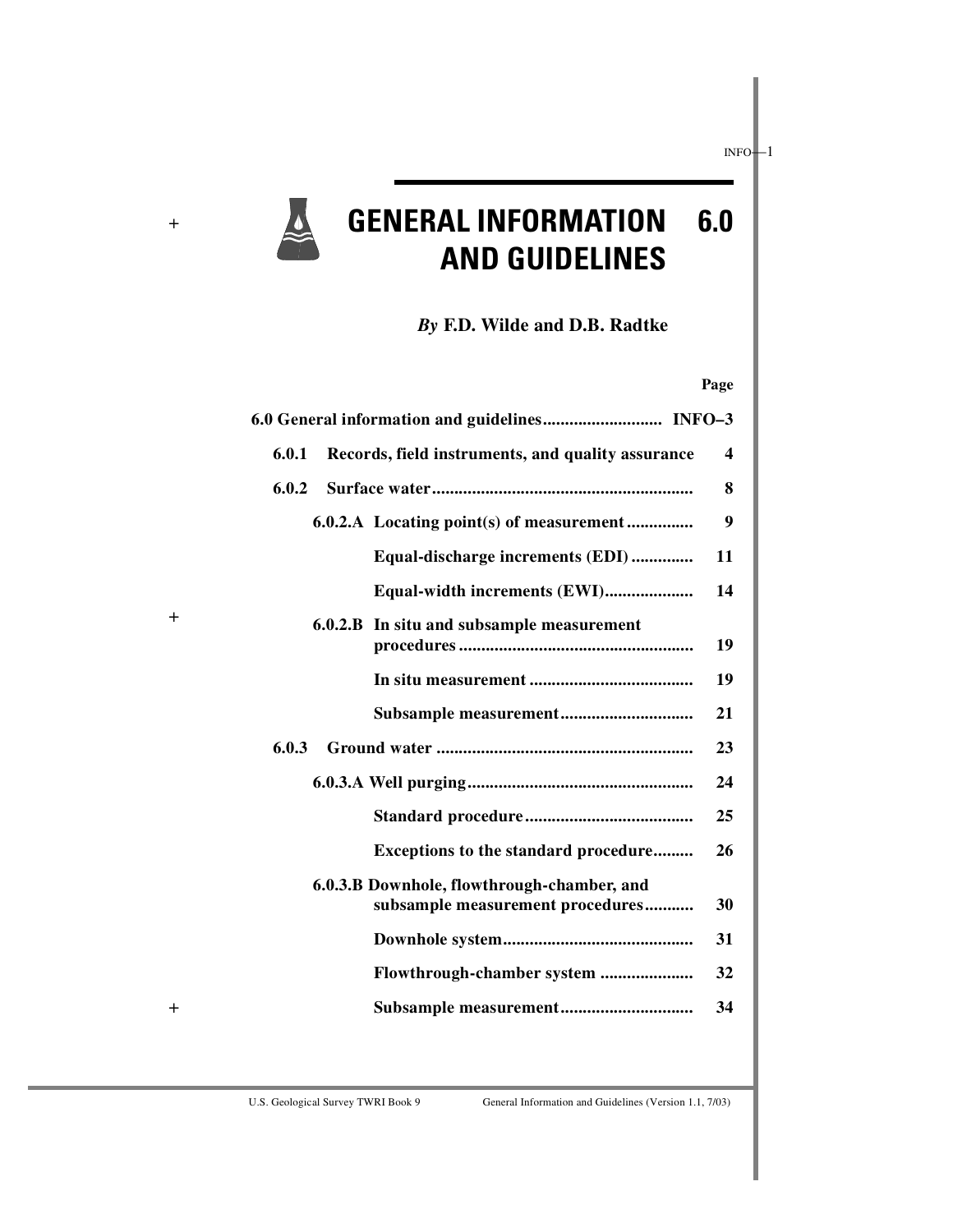# GENERAL INFORMATION AND GUIDELINES 6.0

*By* **F.D. Wilde and D.B. Radtke**

| | Page |
|---|---|
| **6.0 General information and guidelines** | **INFO–3** |
| **6.0.1 Records, field instruments, and quality assurance** | **4** |
| **6.0.2 Surface water** | **8** |
| **6.0.2.A Locating point(s) of measurement** | **9** |
| **Equal-discharge increments (EDI)** | **11** |
| **Equal-width increments (EWI)** | **14** |
| **6.0.2.B In situ and subsample measurement procedures** | **19** |
| **In situ measurement** | **19** |
| **Subsample measurement** | **21** |
| **6.0.3 Ground water** | **23** |
| **6.0.3.A Well purging** | **24** |
| **Standard procedure** | **25** |
| **Exceptions to the standard procedure** | **26** |
| **6.0.3.B Downhole, flowthrough-chamber, and subsample measurement procedures** | **30** |
| **Downhole system** | **31** |
| **Flowthrough-chamber system** | **32** |
| **Subsample measurement** | **34** |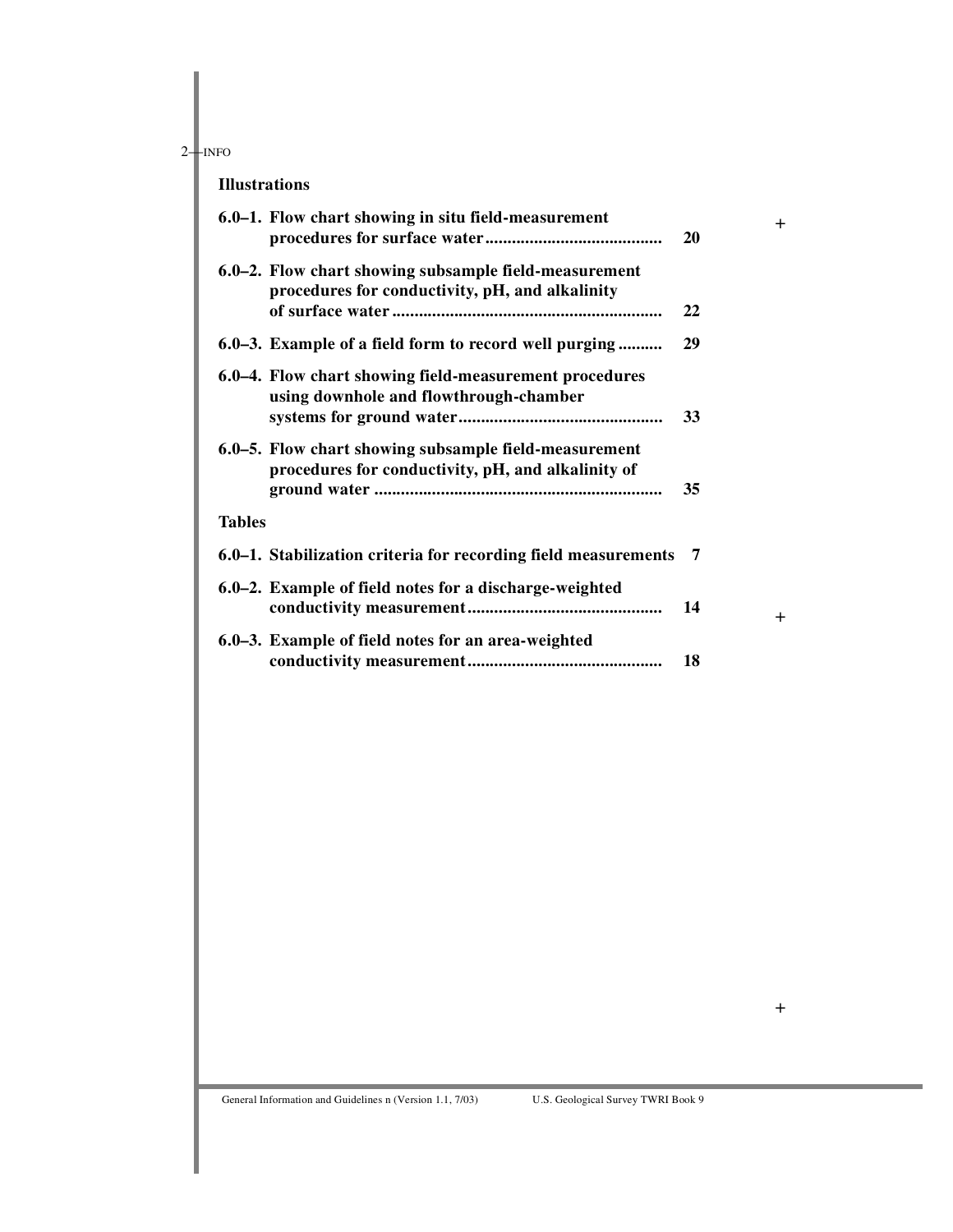## Illustrations

| | | |
|---|---|---|
| 6.0–1. | Flow chart showing in situ field-measurement procedures for surface water | 20 |
| 6.0–2. | Flow chart showing subsample field-measurement procedures for conductivity, pH, and alkalinity of surface water | 22 |
| 6.0–3. | Example of a field form to record well purging | 29 |
| 6.0–4. | Flow chart showing field-measurement procedures using downhole and flowthrough-chamber systems for ground water | 33 |
| 6.0–5. | Flow chart showing subsample field-measurement procedures for conductivity, pH, and alkalinity of ground water | 35 |

## Tables

| | | |
|---|---|---|
| 6.0–1. | Stabilization criteria for recording field measurements | 7 |
| 6.0–2. | Example of field notes for a discharge-weighted conductivity measurement | 14 |
| 6.0–3. | Example of field notes for an area-weighted conductivity measurement | 18 |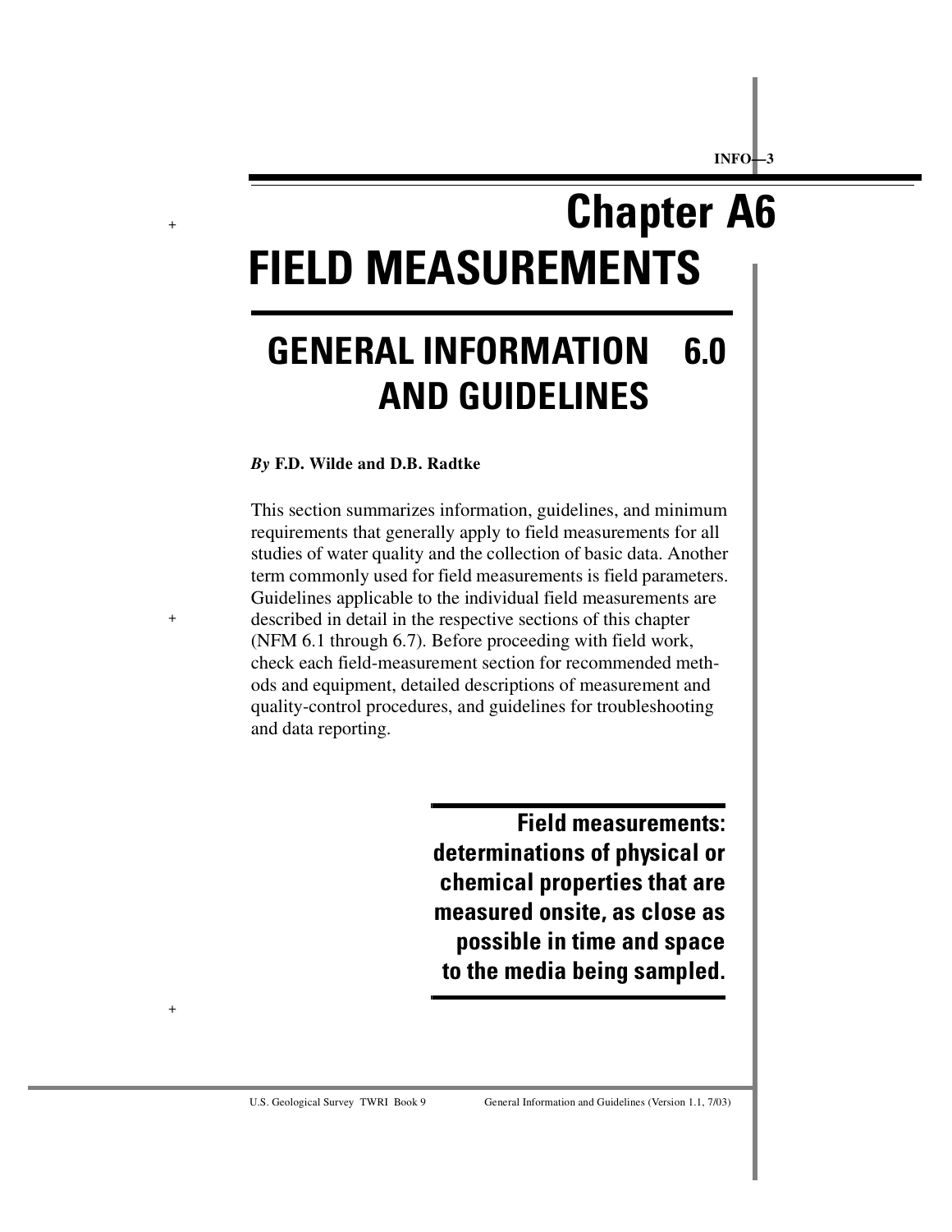# Chapter A6
# FIELD MEASUREMENTS

## GENERAL INFORMATION AND GUIDELINES 6.0

*By* **F.D. Wilde and D.B. Radtke**

This section summarizes information, guidelines, and minimum requirements that generally apply to field measurements for all studies of water quality and the collection of basic data. Another term commonly used for field measurements is field parameters. Guidelines applicable to the individual field measurements are described in detail in the respective sections of this chapter (NFM 6.1 through 6.7). Before proceeding with field work, check each field-measurement section for recommended methods and equipment, detailed descriptions of measurement and quality-control procedures, and guidelines for troubleshooting and data reporting.

**Field measurements: determinations of physical or chemical properties that are measured onsite, as close as possible in time and space to the media being sampled.**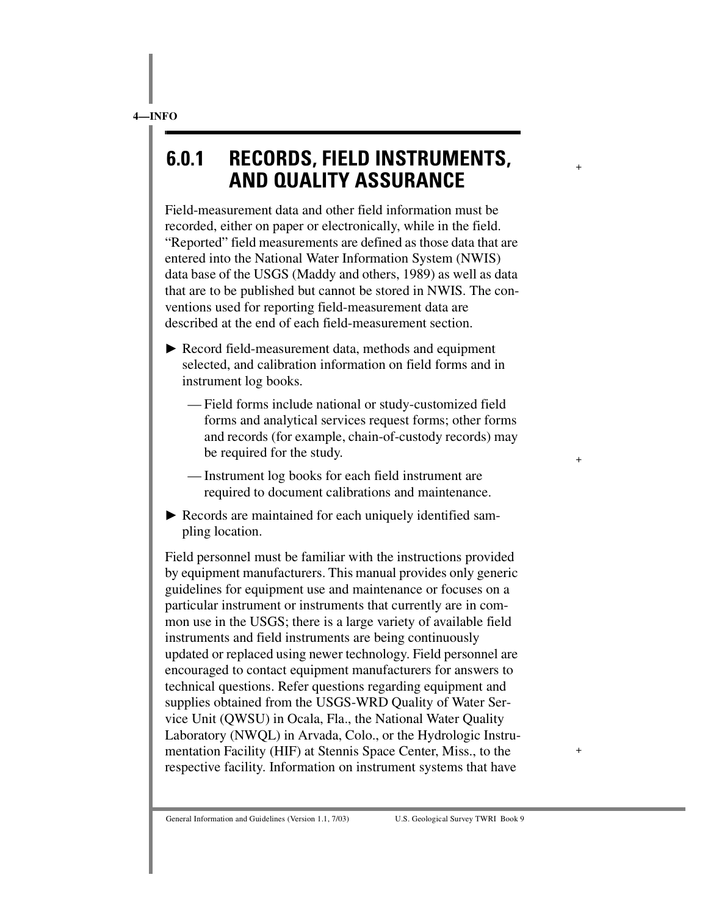## 6.0.1 RECORDS, FIELD INSTRUMENTS, AND QUALITY ASSURANCE

Field-measurement data and other field information must be recorded, either on paper or electronically, while in the field. "Reported" field measurements are defined as those data that are entered into the National Water Information System (NWIS) data base of the USGS (Maddy and others, 1989) as well as data that are to be published but cannot be stored in NWIS. The conventions used for reporting field-measurement data are described at the end of each field-measurement section.

► Record field-measurement data, methods and equipment selected, and calibration information on field forms and in instrument log books.

- Field forms include national or study-customized field forms and analytical services request forms; other forms and records (for example, chain-of-custody records) may be required for the study.
- Instrument log books for each field instrument are required to document calibrations and maintenance.

► Records are maintained for each uniquely identified sampling location.

Field personnel must be familiar with the instructions provided by equipment manufacturers. This manual provides only generic guidelines for equipment use and maintenance or focuses on a particular instrument or instruments that currently are in common use in the USGS; there is a large variety of available field instruments and field instruments are being continuously updated or replaced using newer technology. Field personnel are encouraged to contact equipment manufacturers for answers to technical questions. Refer questions regarding equipment and supplies obtained from the USGS-WRD Quality of Water Service Unit (QWSU) in Ocala, Fla., the National Water Quality Laboratory (NWQL) in Arvada, Colo., or the Hydrologic Instrumentation Facility (HIF) at Stennis Space Center, Miss., to the respective facility. Information on instrument systems that have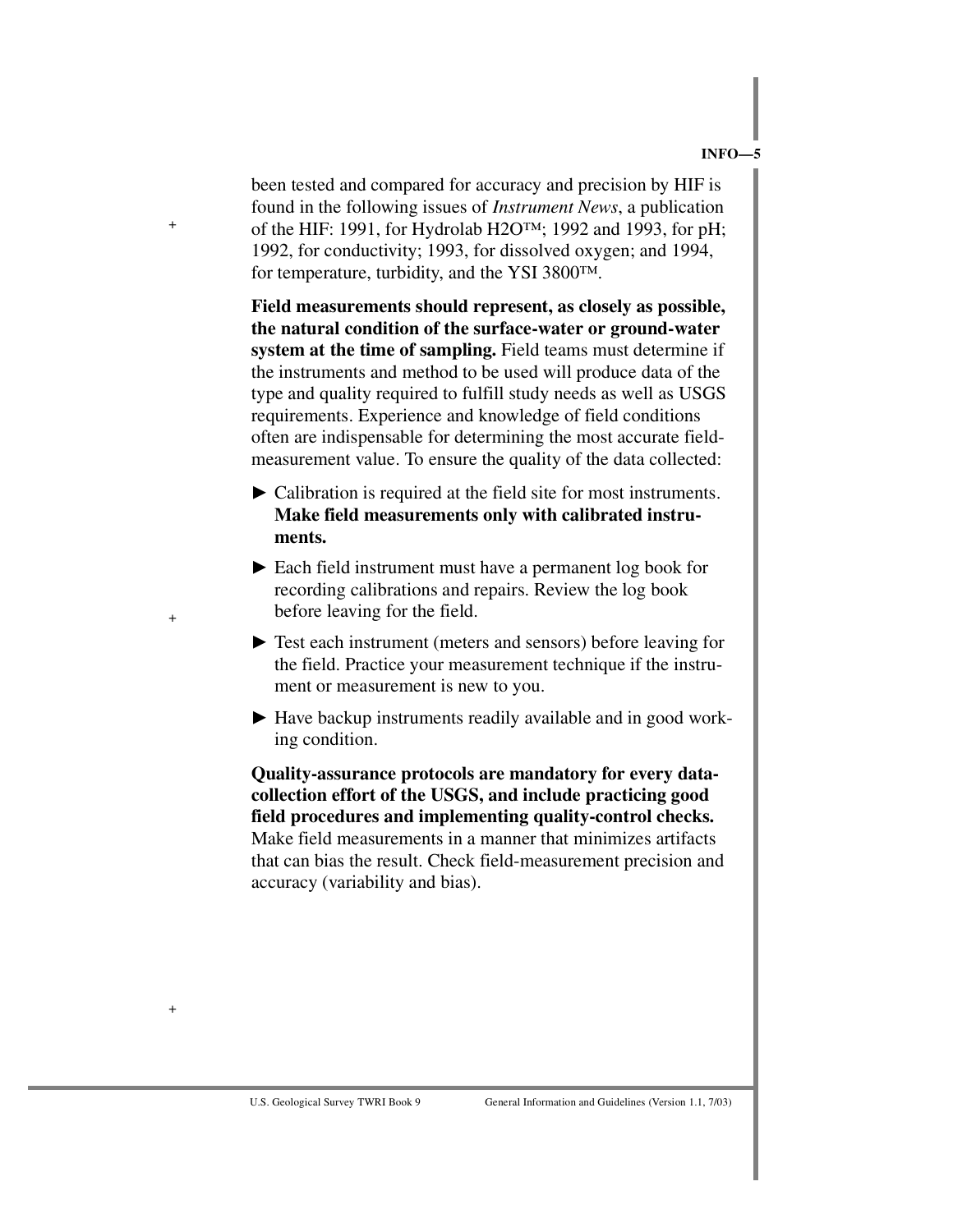been tested and compared for accuracy and precision by HIF is found in the following issues of *Instrument News*, a publication of the HIF: 1991, for Hydrolab H2O™; 1992 and 1993, for pH; 1992, for conductivity; 1993, for dissolved oxygen; and 1994, for temperature, turbidity, and the YSI 3800™.

**Field measurements should represent, as closely as possible, the natural condition of the surface-water or ground-water system at the time of sampling.** Field teams must determine if the instruments and method to be used will produce data of the type and quality required to fulfill study needs as well as USGS requirements. Experience and knowledge of field conditions often are indispensable for determining the most accurate field-measurement value. To ensure the quality of the data collected:

- ► Calibration is required at the field site for most instruments. **Make field measurements only with calibrated instruments.**
- ► Each field instrument must have a permanent log book for recording calibrations and repairs. Review the log book before leaving for the field.
- ► Test each instrument (meters and sensors) before leaving for the field. Practice your measurement technique if the instrument or measurement is new to you.
- ► Have backup instruments readily available and in good working condition.

**Quality-assurance protocols are mandatory for every data-collection effort of the USGS, and include practicing good field procedures and implementing quality-control checks.** Make field measurements in a manner that minimizes artifacts that can bias the result. Check field-measurement precision and accuracy (variability and bias).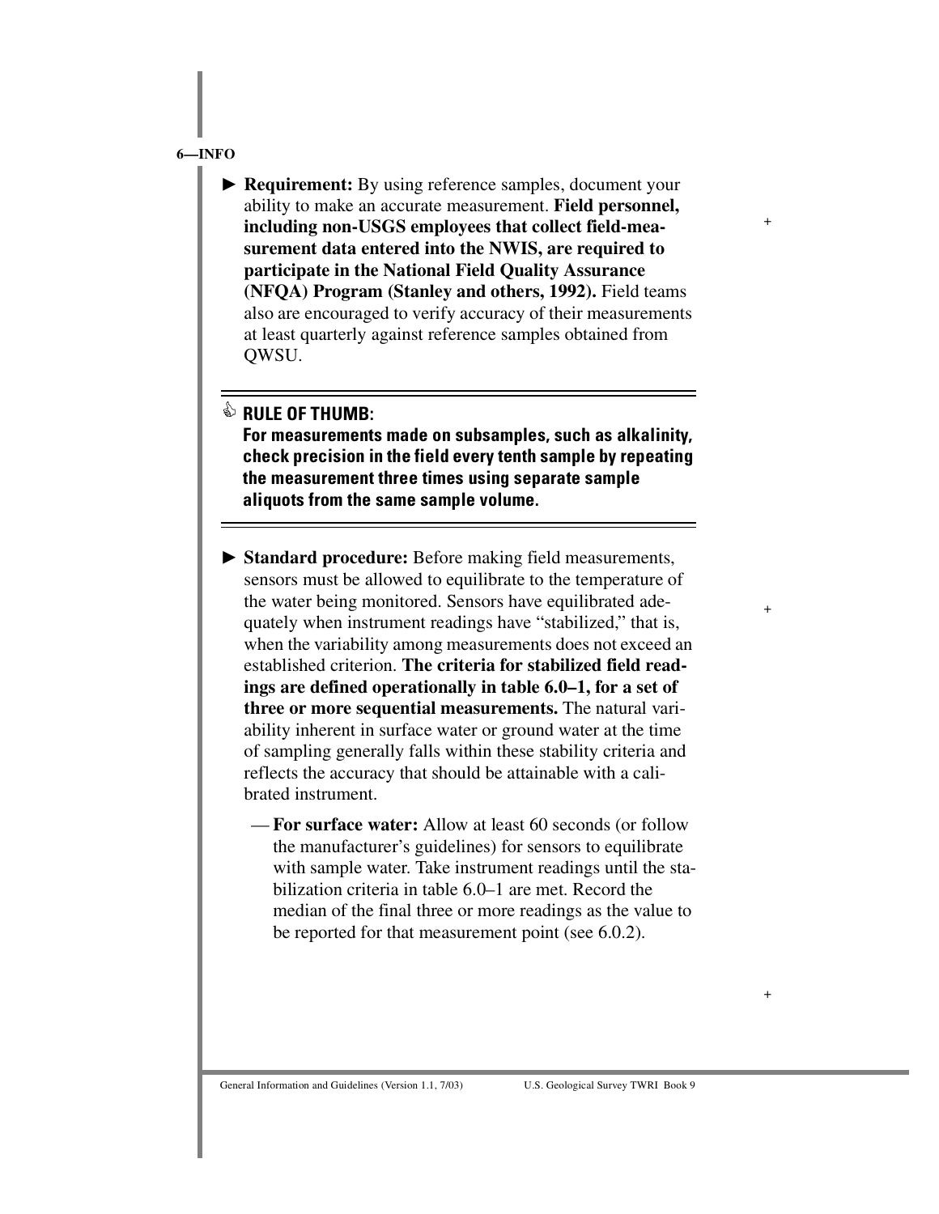► **Requirement:** By using reference samples, document your ability to make an accurate measurement. **Field personnel, including non-USGS employees that collect field-measurement data entered into the NWIS, are required to participate in the National Field Quality Assurance (NFQA) Program (Stanley and others, 1992).** Field teams also are encouraged to verify accuracy of their measurements at least quarterly against reference samples obtained from QWSU.

---

**RULE OF THUMB:**
**For measurements made on subsamples, such as alkalinity, check precision in the field every tenth sample by repeating the measurement three times using separate sample aliquots from the same sample volume.**

---

► **Standard procedure:** Before making field measurements, sensors must be allowed to equilibrate to the temperature of the water being monitored. Sensors have equilibrated adequately when instrument readings have "stabilized," that is, when the variability among measurements does not exceed an established criterion. **The criteria for stabilized field readings are defined operationally in table 6.0–1, for a set of three or more sequential measurements.** The natural variability inherent in surface water or ground water at the time of sampling generally falls within these stability criteria and reflects the accuracy that should be attainable with a calibrated instrument.

- **For surface water:** Allow at least 60 seconds (or follow the manufacturer's guidelines) for sensors to equilibrate with sample water. Take instrument readings until the stabilization criteria in table 6.0–1 are met. Record the median of the final three or more readings as the value to be reported for that measurement point (see 6.0.2).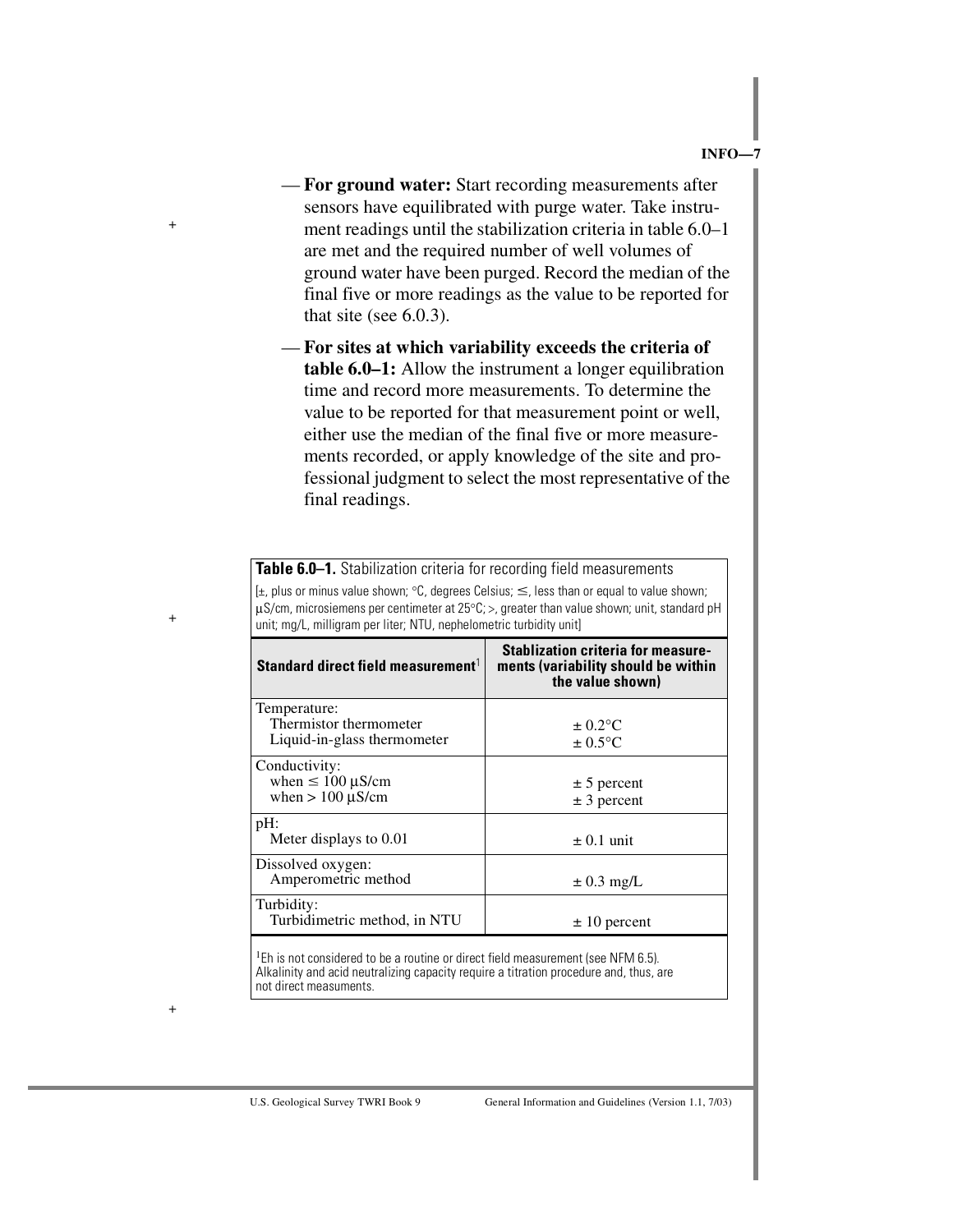— **For ground water:** Start recording measurements after sensors have equilibrated with purge water. Take instrument readings until the stabilization criteria in table 6.0–1 are met and the required number of well volumes of ground water have been purged. Record the median of the final five or more readings as the value to be reported for that site (see 6.0.3).

— **For sites at which variability exceeds the criteria of table 6.0–1:** Allow the instrument a longer equilibration time and record more measurements. To determine the value to be reported for that measurement point or well, either use the median of the final five or more measurements recorded, or apply knowledge of the site and professional judgment to select the most representative of the final readings.

**Table 6.0–1.** Stabilization criteria for recording field measurements

[±, plus or minus value shown; °C, degrees Celsius; ≤, less than or equal to value shown; µS/cm, microsiemens per centimeter at 25°C; >, greater than value shown; unit, standard pH unit; mg/L, milligram per liter; NTU, nephelometric turbidity unit]

| Standard direct field measurement[1] | Stablization criteria for measurements (variability should be within the value shown) |
|---|---|
| Temperature: | |
| Thermistor thermometer | ± 0.2°C |
| Liquid-in-glass thermometer | ± 0.5°C |
| Conductivity: | |
| when ≤ 100 µS/cm | ± 5 percent |
| when > 100 µS/cm | ± 3 percent |
| pH: | |
| Meter displays to 0.01 | ± 0.1 unit |
| Dissolved oxygen: | |
| Amperometric method | ± 0.3 mg/L |
| Turbidity: | |
| Turbidimetric method, in NTU | ± 10 percent |

[1]Eh is not considered to be a routine or direct field measurement (see NFM 6.5). Alkalinity and acid neutralizing capacity require a titration procedure and, thus, are not direct measuments.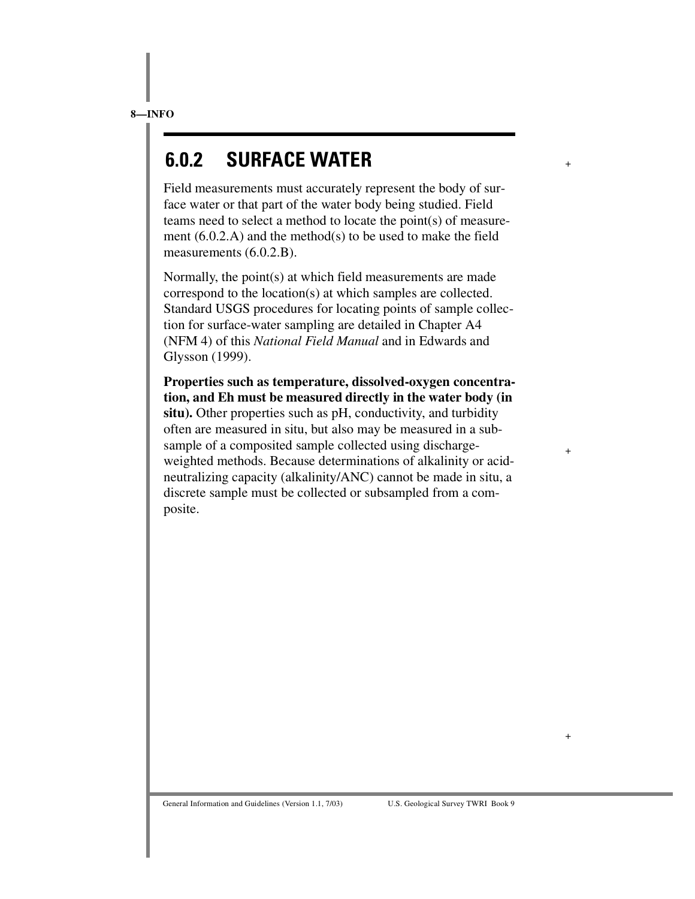## 6.0.2 SURFACE WATER

Field measurements must accurately represent the body of surface water or that part of the water body being studied. Field teams need to select a method to locate the point(s) of measurement (6.0.2.A) and the method(s) to be used to make the field measurements (6.0.2.B).

Normally, the point(s) at which field measurements are made correspond to the location(s) at which samples are collected. Standard USGS procedures for locating points of sample collection for surface-water sampling are detailed in Chapter A4 (NFM 4) of this *National Field Manual* and in Edwards and Glysson (1999).

**Properties such as temperature, dissolved-oxygen concentration, and Eh must be measured directly in the water body (in situ).** Other properties such as pH, conductivity, and turbidity often are measured in situ, but also may be measured in a subsample of a composited sample collected using discharge-weighted methods. Because determinations of alkalinity or acid-neutralizing capacity (alkalinity/ANC) cannot be made in situ, a discrete sample must be collected or subsampled from a composite.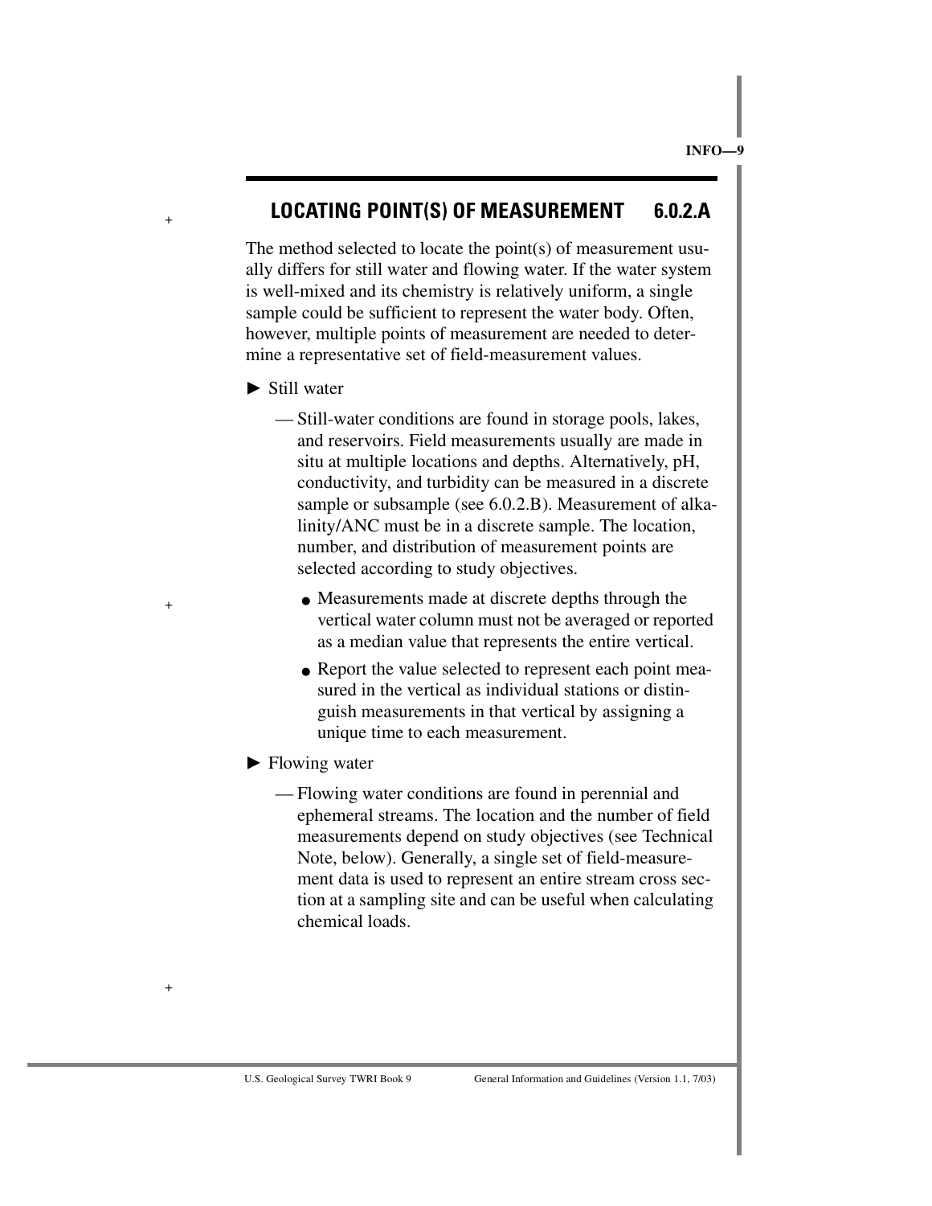## LOCATING POINT(S) OF MEASUREMENT 6.0.2.A

The method selected to locate the point(s) of measurement usually differs for still water and flowing water. If the water system is well-mixed and its chemistry is relatively uniform, a single sample could be sufficient to represent the water body. Often, however, multiple points of measurement are needed to determine a representative set of field-measurement values.

► Still water

— Still-water conditions are found in storage pools, lakes, and reservoirs. Field measurements usually are made in situ at multiple locations and depths. Alternatively, pH, conductivity, and turbidity can be measured in a discrete sample or subsample (see 6.0.2.B). Measurement of alkalinity/ANC must be in a discrete sample. The location, number, and distribution of measurement points are selected according to study objectives.

- Measurements made at discrete depths through the vertical water column must not be averaged or reported as a median value that represents the entire vertical.
- Report the value selected to represent each point measured in the vertical as individual stations or distinguish measurements in that vertical by assigning a unique time to each measurement.

► Flowing water

— Flowing water conditions are found in perennial and ephemeral streams. The location and the number of field measurements depend on study objectives (see Technical Note, below). Generally, a single set of field-measurement data is used to represent an entire stream cross section at a sampling site and can be useful when calculating chemical loads.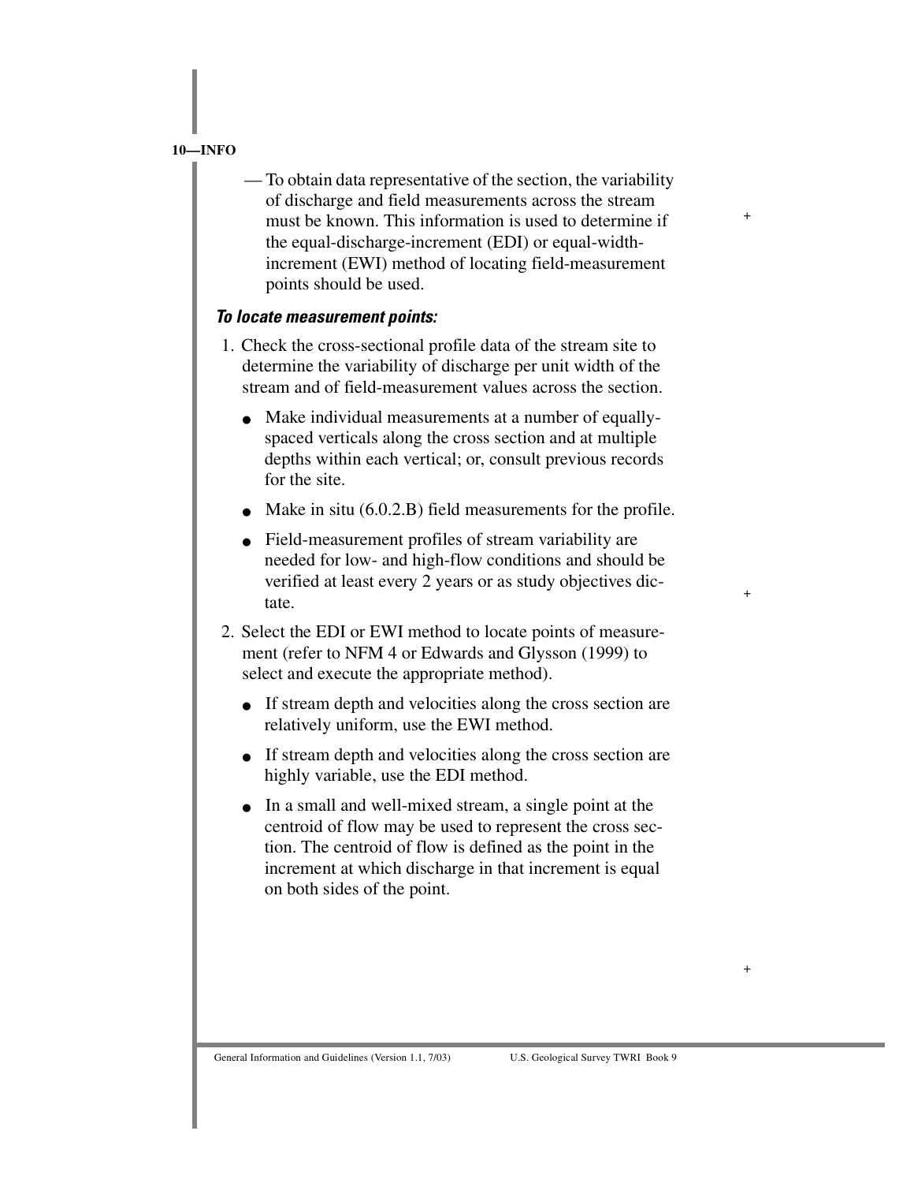— To obtain data representative of the section, the variability of discharge and field measurements across the stream must be known. This information is used to determine if the equal-discharge-increment (EDI) or equal-width-increment (EWI) method of locating field-measurement points should be used.

***To locate measurement points:***

1. Check the cross-sectional profile data of the stream site to determine the variability of discharge per unit width of the stream and of field-measurement values across the section.
   - Make individual measurements at a number of equally-spaced verticals along the cross section and at multiple depths within each vertical; or, consult previous records for the site.
   - Make in situ (6.0.2.B) field measurements for the profile.
   - Field-measurement profiles of stream variability are needed for low- and high-flow conditions and should be verified at least every 2 years or as study objectives dictate.
2. Select the EDI or EWI method to locate points of measurement (refer to NFM 4 or Edwards and Glysson (1999) to select and execute the appropriate method).
   - If stream depth and velocities along the cross section are relatively uniform, use the EWI method.
   - If stream depth and velocities along the cross section are highly variable, use the EDI method.
   - In a small and well-mixed stream, a single point at the centroid of flow may be used to represent the cross section. The centroid of flow is defined as the point in the increment at which discharge in that increment is equal on both sides of the point.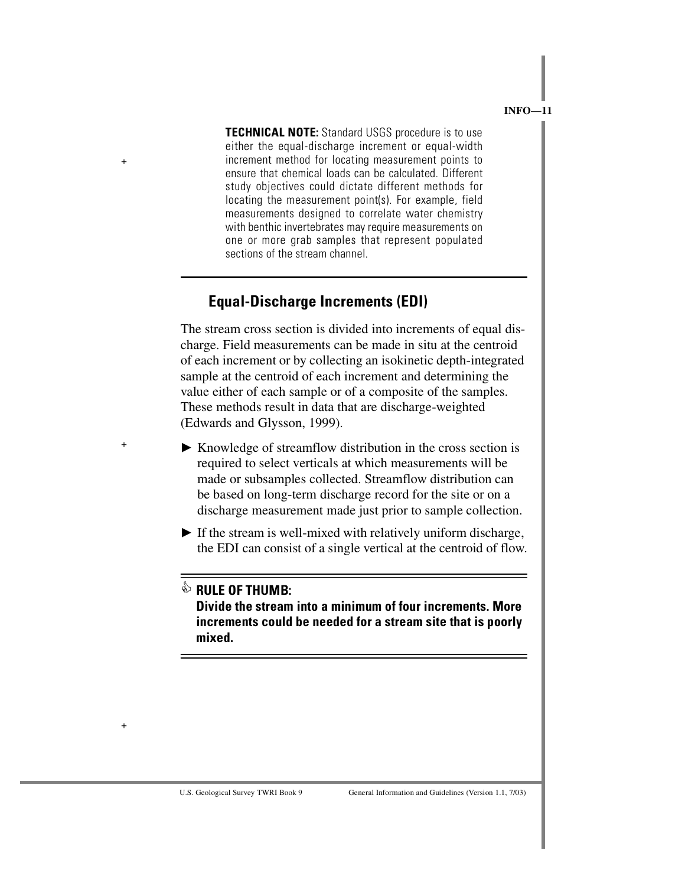**TECHNICAL NOTE:** Standard USGS procedure is to use either the equal-discharge increment or equal-width increment method for locating measurement points to ensure that chemical loads can be calculated. Different study objectives could dictate different methods for locating the measurement point(s). For example, field measurements designed to correlate water chemistry with benthic invertebrates may require measurements on one or more grab samples that represent populated sections of the stream channel.

## Equal-Discharge Increments (EDI)

The stream cross section is divided into increments of equal discharge. Field measurements can be made in situ at the centroid of each increment or by collecting an isokinetic depth-integrated sample at the centroid of each increment and determining the value either of each sample or of a composite of the samples. These methods result in data that are discharge-weighted (Edwards and Glysson, 1999).

- ► Knowledge of streamflow distribution in the cross section is required to select verticals at which measurements will be made or subsamples collected. Streamflow distribution can be based on long-term discharge record for the site or on a discharge measurement made just prior to sample collection.
- ► If the stream is well-mixed with relatively uniform discharge, the EDI can consist of a single vertical at the centroid of flow.

**RULE OF THUMB:**
**Divide the stream into a minimum of four increments. More increments could be needed for a stream site that is poorly mixed.**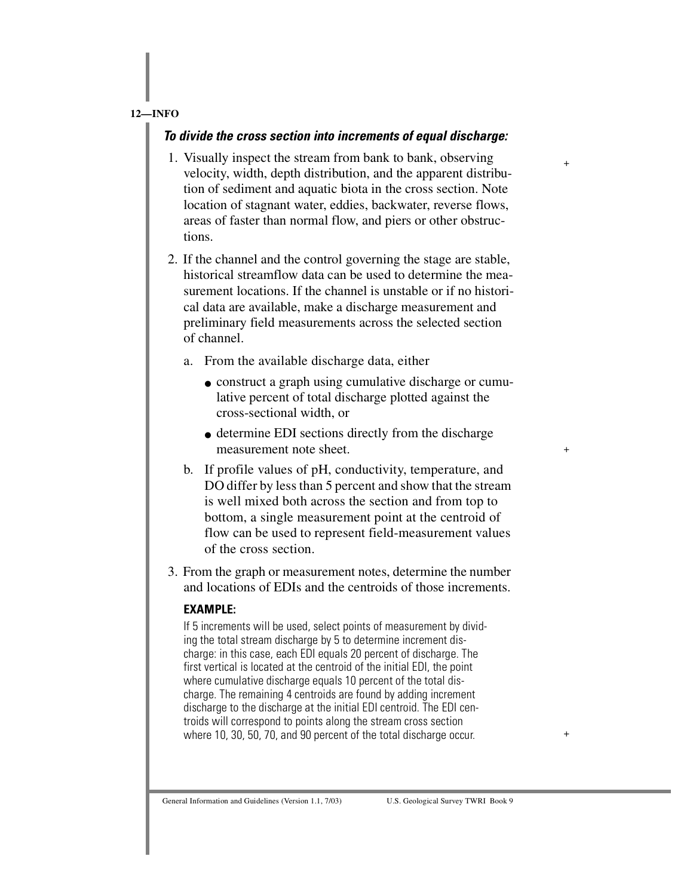***To divide the cross section into increments of equal discharge:***

1. Visually inspect the stream from bank to bank, observing velocity, width, depth distribution, and the apparent distribution of sediment and aquatic biota in the cross section. Note location of stagnant water, eddies, backwater, reverse flows, areas of faster than normal flow, and piers or other obstructions.

2. If the channel and the control governing the stage are stable, historical streamflow data can be used to determine the measurement locations. If the channel is unstable or if no historical data are available, make a discharge measurement and preliminary field measurements across the selected section of channel.

   a. From the available discharge data, either

      - construct a graph using cumulative discharge or cumulative percent of total discharge plotted against the cross-sectional width, or
      - determine EDI sections directly from the discharge measurement note sheet.

   b. If profile values of pH, conductivity, temperature, and DO differ by less than 5 percent and show that the stream is well mixed both across the section and from top to bottom, a single measurement point at the centroid of flow can be used to represent field-measurement values of the cross section.

3. From the graph or measurement notes, determine the number and locations of EDIs and the centroids of those increments.

**EXAMPLE:**

If 5 increments will be used, select points of measurement by dividing the total stream discharge by 5 to determine increment discharge: in this case, each EDI equals 20 percent of discharge. The first vertical is located at the centroid of the initial EDI, the point where cumulative discharge equals 10 percent of the total discharge. The remaining 4 centroids are found by adding increment discharge to the discharge at the initial EDI centroid. The EDI centroids will correspond to points along the stream cross section where 10, 30, 50, 70, and 90 percent of the total discharge occur.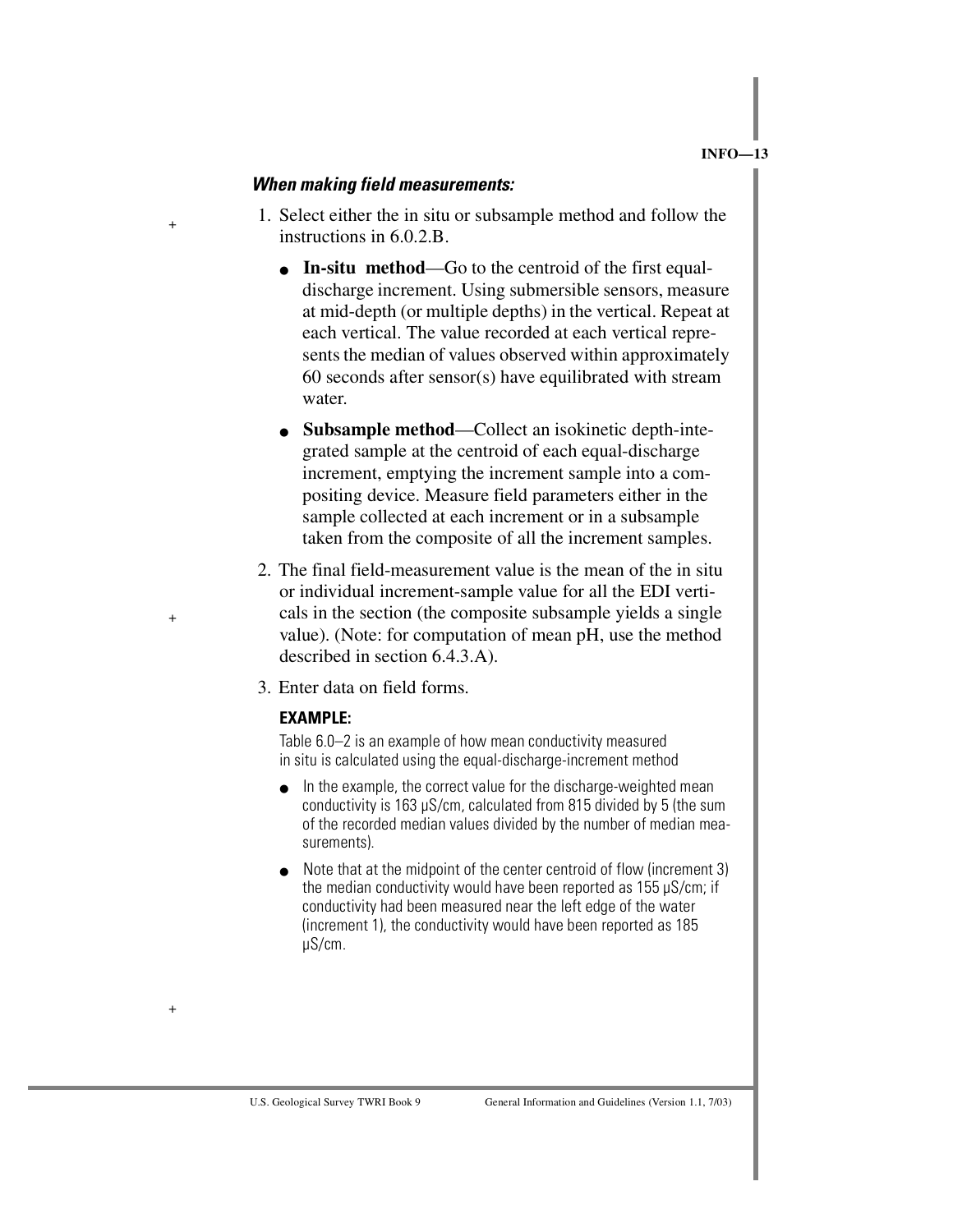***When making field measurements:***

1. Select either the in situ or subsample method and follow the instructions in 6.0.2.B.

   - **In-situ method**—Go to the centroid of the first equal-discharge increment. Using submersible sensors, measure at mid-depth (or multiple depths) in the vertical. Repeat at each vertical. The value recorded at each vertical represents the median of values observed within approximately 60 seconds after sensor(s) have equilibrated with stream water.

   - **Subsample method**—Collect an isokinetic depth-integrated sample at the centroid of each equal-discharge increment, emptying the increment sample into a compositing device. Measure field parameters either in the sample collected at each increment or in a subsample taken from the composite of all the increment samples.

2. The final field-measurement value is the mean of the in situ or individual increment-sample value for all the EDI verticals in the section (the composite subsample yields a single value). (Note: for computation of mean pH, use the method described in section 6.4.3.A).

3. Enter data on field forms.

**EXAMPLE:**

Table 6.0–2 is an example of how mean conductivity measured in situ is calculated using the equal-discharge-increment method

- In the example, the correct value for the discharge-weighted mean conductivity is 163 μS/cm, calculated from 815 divided by 5 (the sum of the recorded median values divided by the number of median measurements).

- Note that at the midpoint of the center centroid of flow (increment 3) the median conductivity would have been reported as 155 μS/cm; if conductivity had been measured near the left edge of the water (increment 1), the conductivity would have been reported as 185 μS/cm.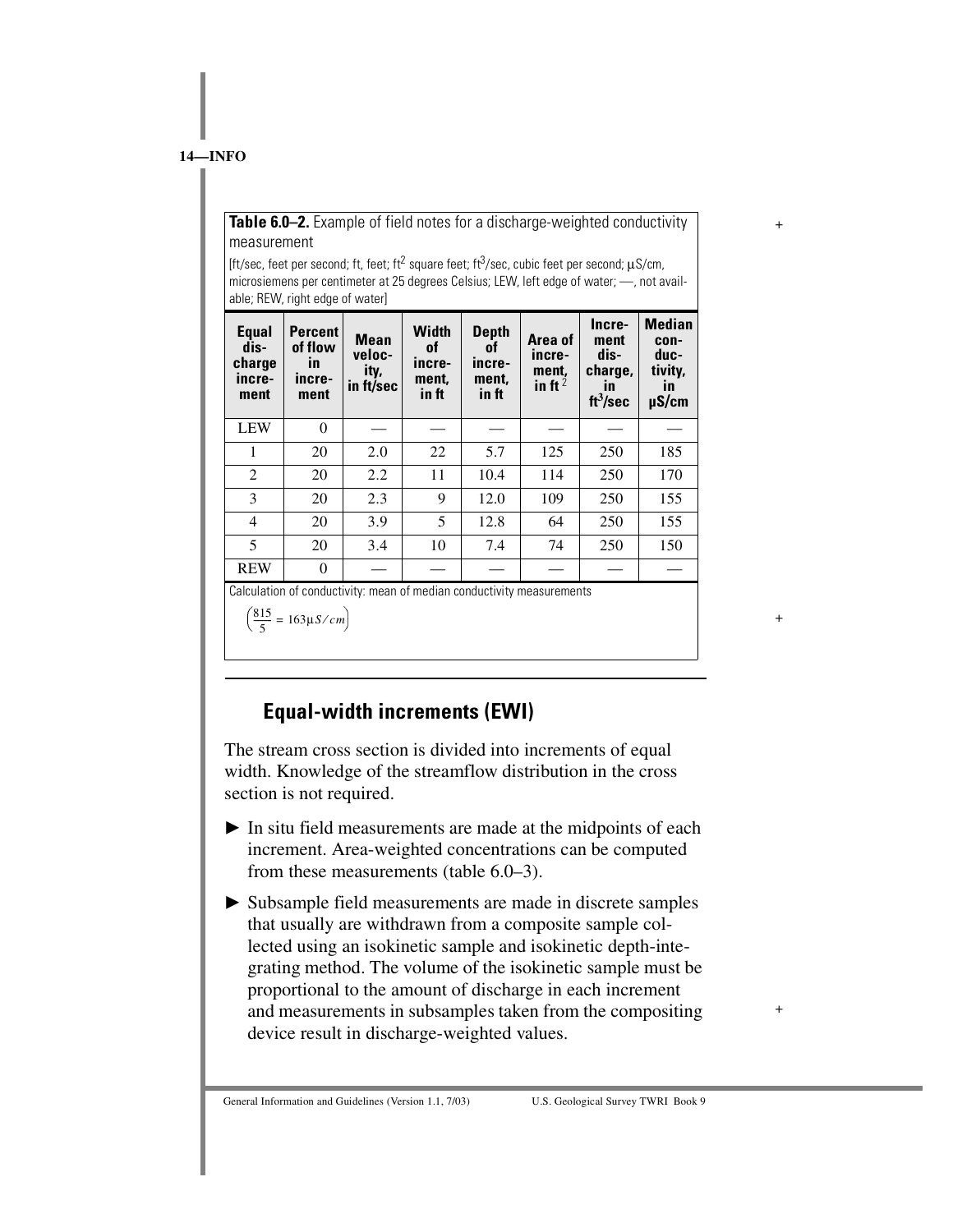**Table 6.0–2.** Example of field notes for a discharge-weighted conductivity measurement

[ft/sec, feet per second; ft, feet; $ft^2$ square feet; $ft^3$/sec, cubic feet per second; μS/cm, microsiemens per centimeter at 25 degrees Celsius; LEW, left edge of water; —, not available; REW, right edge of water]

| Equal discharge increment | Percent of flow in increment | Mean velocity, in ft/sec | Width of increment, in ft | Depth of increment, in ft | Area of increment, in $ft^2$ | Increment discharge, in $ft^3$/sec | Median conductivity, in μS/cm |
|---|---|---|---|---|---|---|---|
| LEW | 0 | — | — | — | — | — | — |
| 1 | 20 | 2.0 | 22 | 5.7 | 125 | 250 | 185 |
| 2 | 20 | 2.2 | 11 | 10.4 | 114 | 250 | 170 |
| 3 | 20 | 2.3 | 9 | 12.0 | 109 | 250 | 155 |
| 4 | 20 | 3.9 | 5 | 12.8 | 64 | 250 | 155 |
| 5 | 20 | 3.4 | 10 | 7.4 | 74 | 250 | 150 |
| REW | 0 | — | — | — | — | — | — |

Calculation of conductivity: mean of median conductivity measurements

$$\left(\frac{815}{5} = 163\mu S/cm\right)$$

## Equal-width increments (EWI)

The stream cross section is divided into increments of equal width. Knowledge of the streamflow distribution in the cross section is not required.

- In situ field measurements are made at the midpoints of each increment. Area-weighted concentrations can be computed from these measurements (table 6.0–3).
- Subsample field measurements are made in discrete samples that usually are withdrawn from a composite sample collected using an isokinetic sample and isokinetic depth-integrating method. The volume of the isokinetic sample must be proportional to the amount of discharge in each increment and measurements in subsamples taken from the compositing device result in discharge-weighted values.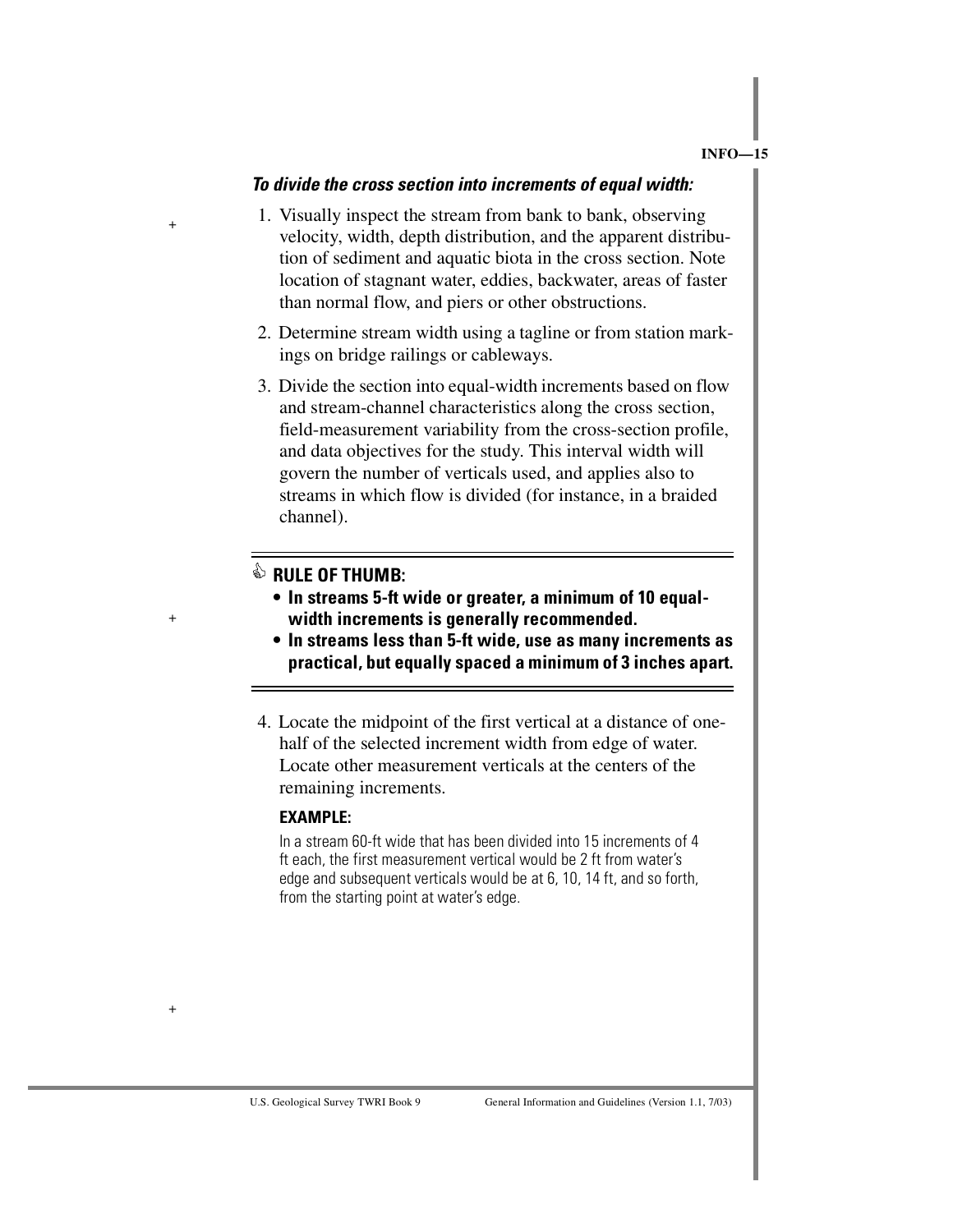*To divide the cross section into increments of equal width:*

1. Visually inspect the stream from bank to bank, observing velocity, width, depth distribution, and the apparent distribution of sediment and aquatic biota in the cross section. Note location of stagnant water, eddies, backwater, areas of faster than normal flow, and piers or other obstructions.
2. Determine stream width using a tagline or from station markings on bridge railings or cableways.
3. Divide the section into equal-width increments based on flow and stream-channel characteristics along the cross section, field-measurement variability from the cross-section profile, and data objectives for the study. This interval width will govern the number of verticals used, and applies also to streams in which flow is divided (for instance, in a braided channel).

---

✍ **RULE OF THUMB:**

- **In streams 5-ft wide or greater, a minimum of 10 equal-width increments is generally recommended.**
- **In streams less than 5-ft wide, use as many increments as practical, but equally spaced a minimum of 3 inches apart.**

---

4. Locate the midpoint of the first vertical at a distance of one-half of the selected increment width from edge of water. Locate other measurement verticals at the centers of the remaining increments.

**EXAMPLE:**

In a stream 60-ft wide that has been divided into 15 increments of 4 ft each, the first measurement vertical would be 2 ft from water's edge and subsequent verticals would be at 6, 10, 14 ft, and so forth, from the starting point at water's edge.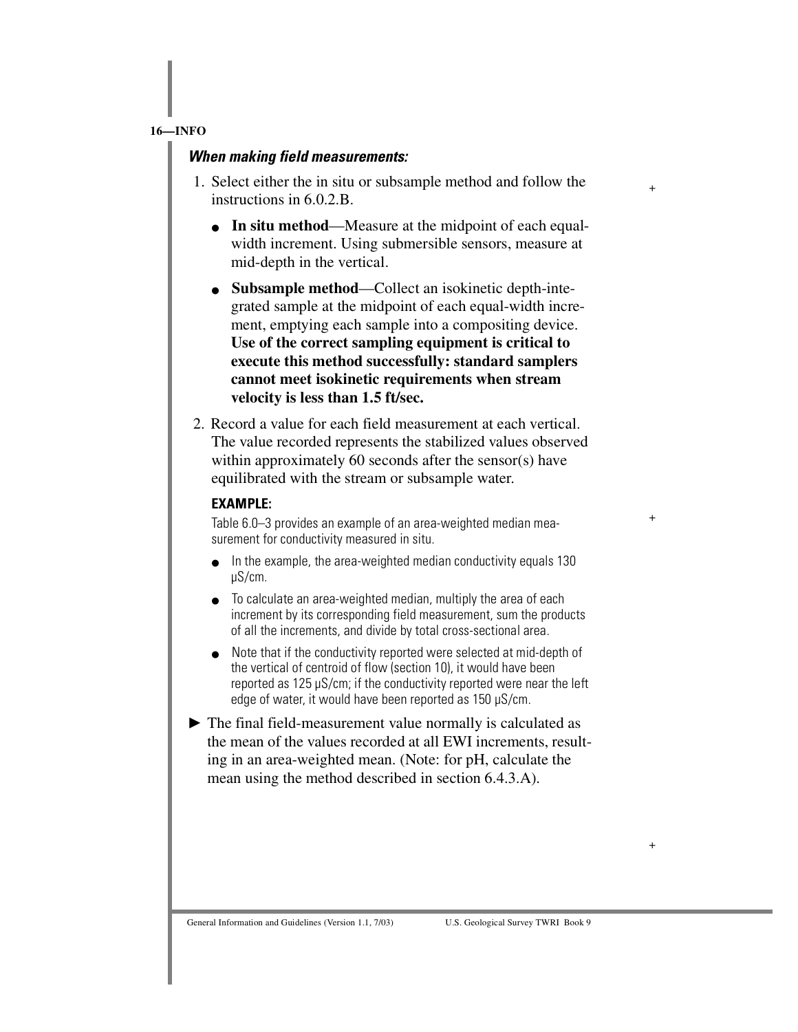***When making field measurements:***

1. Select either the in situ or subsample method and follow the instructions in 6.0.2.B.

   - **In situ method**—Measure at the midpoint of each equal-width increment. Using submersible sensors, measure at mid-depth in the vertical.
   - **Subsample method**—Collect an isokinetic depth-integrated sample at the midpoint of each equal-width increment, emptying each sample into a compositing device. **Use of the correct sampling equipment is critical to execute this method successfully: standard samplers cannot meet isokinetic requirements when stream velocity is less than 1.5 ft/sec.**

2. Record a value for each field measurement at each vertical. The value recorded represents the stabilized values observed within approximately 60 seconds after the sensor(s) have equilibrated with the stream or subsample water.

   **EXAMPLE:**

   Table 6.0–3 provides an example of an area-weighted median measurement for conductivity measured in situ.

   - In the example, the area-weighted median conductivity equals 130 μS/cm.
   - To calculate an area-weighted median, multiply the area of each increment by its corresponding field measurement, sum the products of all the increments, and divide by total cross-sectional area.
   - Note that if the conductivity reported were selected at mid-depth of the vertical of centroid of flow (section 10), it would have been reported as 125 μS/cm; if the conductivity reported were near the left edge of water, it would have been reported as 150 μS/cm.

► The final field-measurement value normally is calculated as the mean of the values recorded at all EWI increments, resulting in an area-weighted mean. (Note: for pH, calculate the mean using the method described in section 6.4.3.A).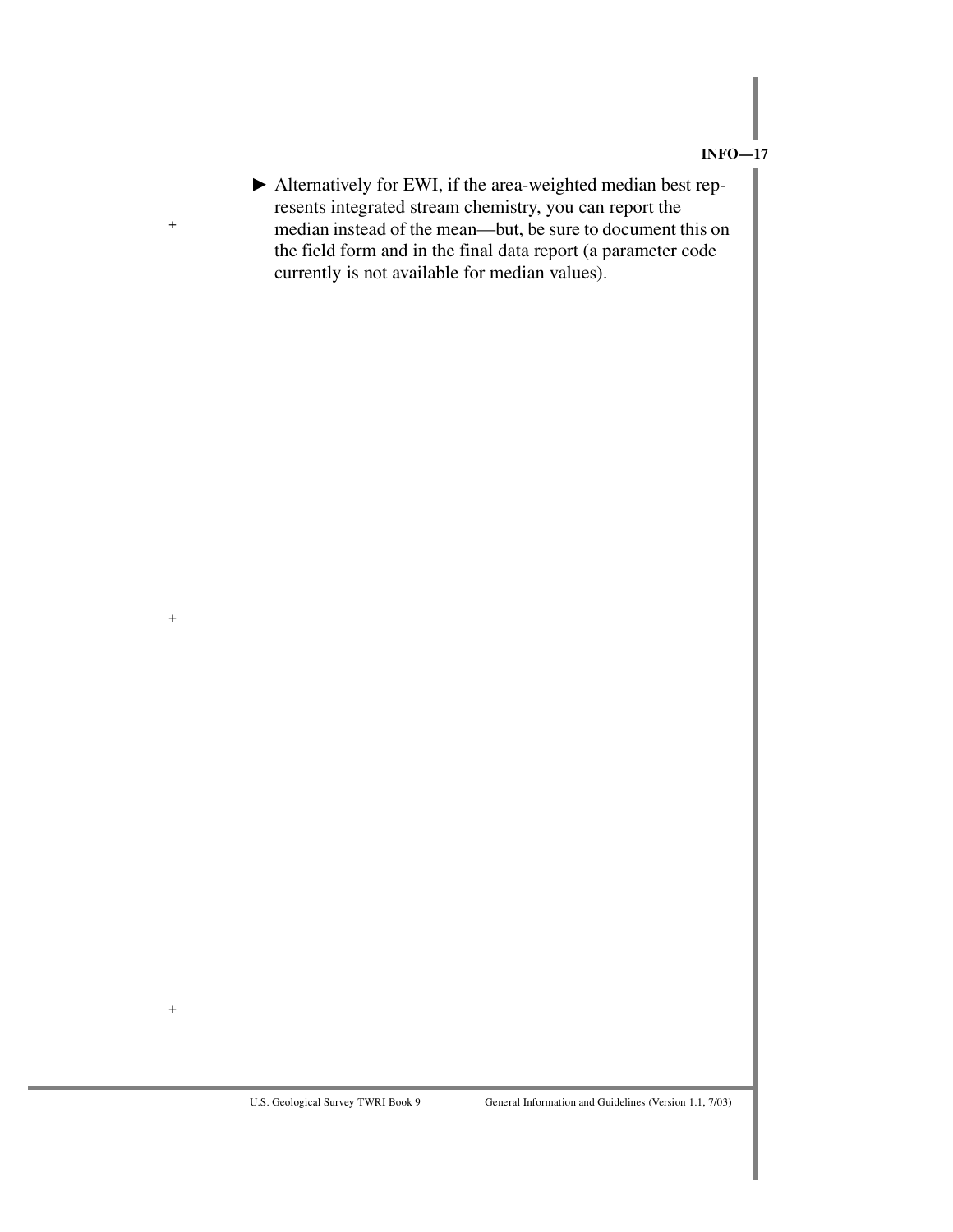► Alternatively for EWI, if the area-weighted median best represents integrated stream chemistry, you can report the median instead of the mean—but, be sure to document this on the field form and in the final data report (a parameter code currently is not available for median values).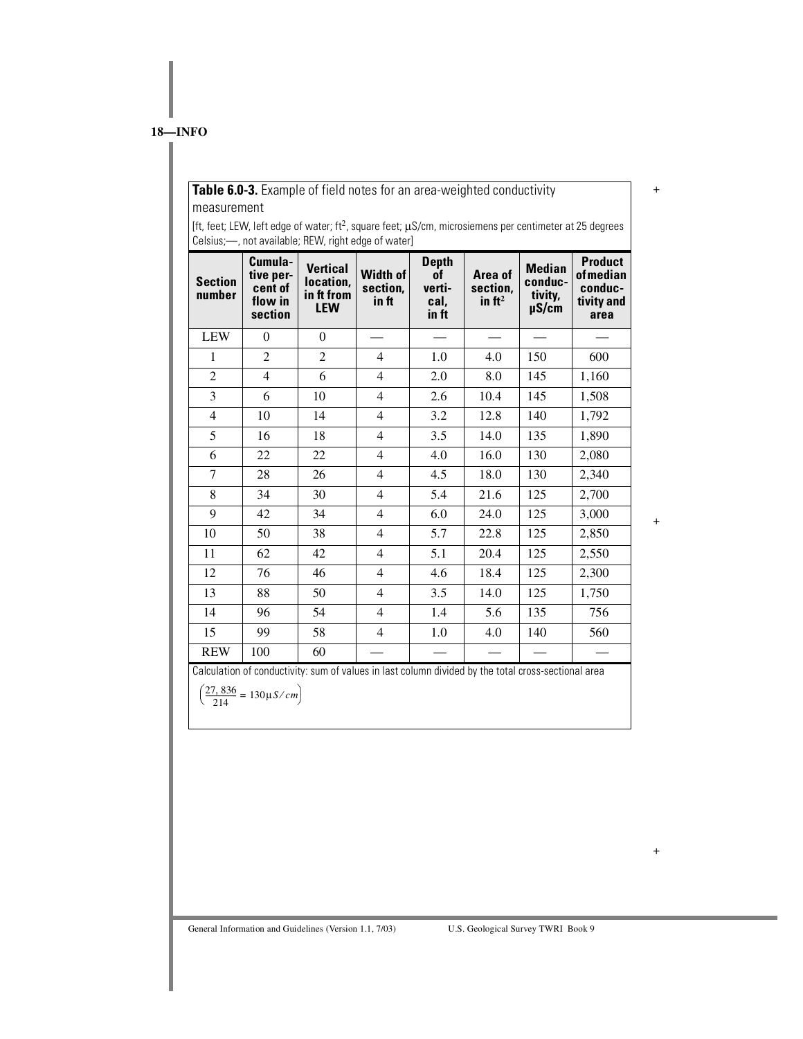**Table 6.0-3.** Example of field notes for an area-weighted conductivity measurement

[ft, feet; LEW, left edge of water; $ft^2$, square feet; μS/cm, microsiemens per centimeter at 25 degrees Celsius;—, not available; REW, right edge of water]

| Section number | Cumulative percent of flow in section | Vertical location, in ft from LEW | Width of section, in ft | Depth of vertical, in ft | Area of section, in $ft^2$ | Median conductivity, μS/cm | Product of median conductivity and area |
|---|---|---|---|---|---|---|---|
| LEW | 0 | 0 | — | — | — | — | — |
| 1 | 2 | 2 | 4 | 1.0 | 4.0 | 150 | 600 |
| 2 | 4 | 6 | 4 | 2.0 | 8.0 | 145 | 1,160 |
| 3 | 6 | 10 | 4 | 2.6 | 10.4 | 145 | 1,508 |
| 4 | 10 | 14 | 4 | 3.2 | 12.8 | 140 | 1,792 |
| 5 | 16 | 18 | 4 | 3.5 | 14.0 | 135 | 1,890 |
| 6 | 22 | 22 | 4 | 4.0 | 16.0 | 130 | 2,080 |
| 7 | 28 | 26 | 4 | 4.5 | 18.0 | 130 | 2,340 |
| 8 | 34 | 30 | 4 | 5.4 | 21.6 | 125 | 2,700 |
| 9 | 42 | 34 | 4 | 6.0 | 24.0 | 125 | 3,000 |
| 10 | 50 | 38 | 4 | 5.7 | 22.8 | 125 | 2,850 |
| 11 | 62 | 42 | 4 | 5.1 | 20.4 | 125 | 2,550 |
| 12 | 76 | 46 | 4 | 4.6 | 18.4 | 125 | 2,300 |
| 13 | 88 | 50 | 4 | 3.5 | 14.0 | 125 | 1,750 |
| 14 | 96 | 54 | 4 | 1.4 | 5.6 | 135 | 756 |
| 15 | 99 | 58 | 4 | 1.0 | 4.0 | 140 | 560 |
| REW | 100 | 60 | — | — | — | — | — |

Calculation of conductivity: sum of values in last column divided by the total cross-sectional area

$$\left(\frac{27,836}{214} = 130 \mu S/cm\right)$$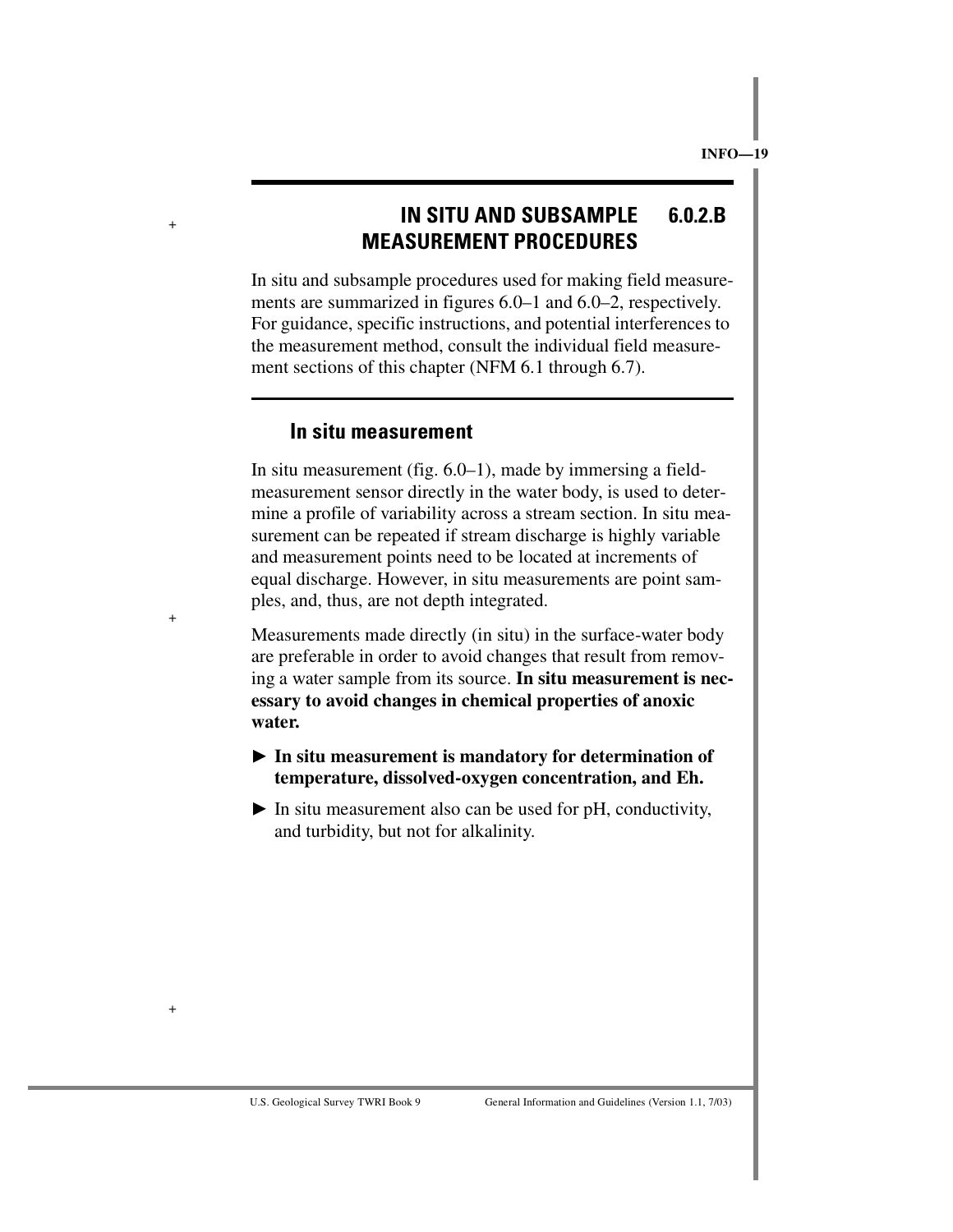## IN SITU AND SUBSAMPLE MEASUREMENT PROCEDURES 6.0.2.B

In situ and subsample procedures used for making field measurements are summarized in figures 6.0–1 and 6.0–2, respectively. For guidance, specific instructions, and potential interferences to the measurement method, consult the individual field measurement sections of this chapter (NFM 6.1 through 6.7).

### In situ measurement

In situ measurement (fig. 6.0–1), made by immersing a field-measurement sensor directly in the water body, is used to determine a profile of variability across a stream section. In situ measurement can be repeated if stream discharge is highly variable and measurement points need to be located at increments of equal discharge. However, in situ measurements are point samples, and, thus, are not depth integrated.

Measurements made directly (in situ) in the surface-water body are preferable in order to avoid changes that result from removing a water sample from its source. **In situ measurement is necessary to avoid changes in chemical properties of anoxic water.**

- ► **In situ measurement is mandatory for determination of temperature, dissolved-oxygen concentration, and Eh.**
- ► In situ measurement also can be used for pH, conductivity, and turbidity, but not for alkalinity.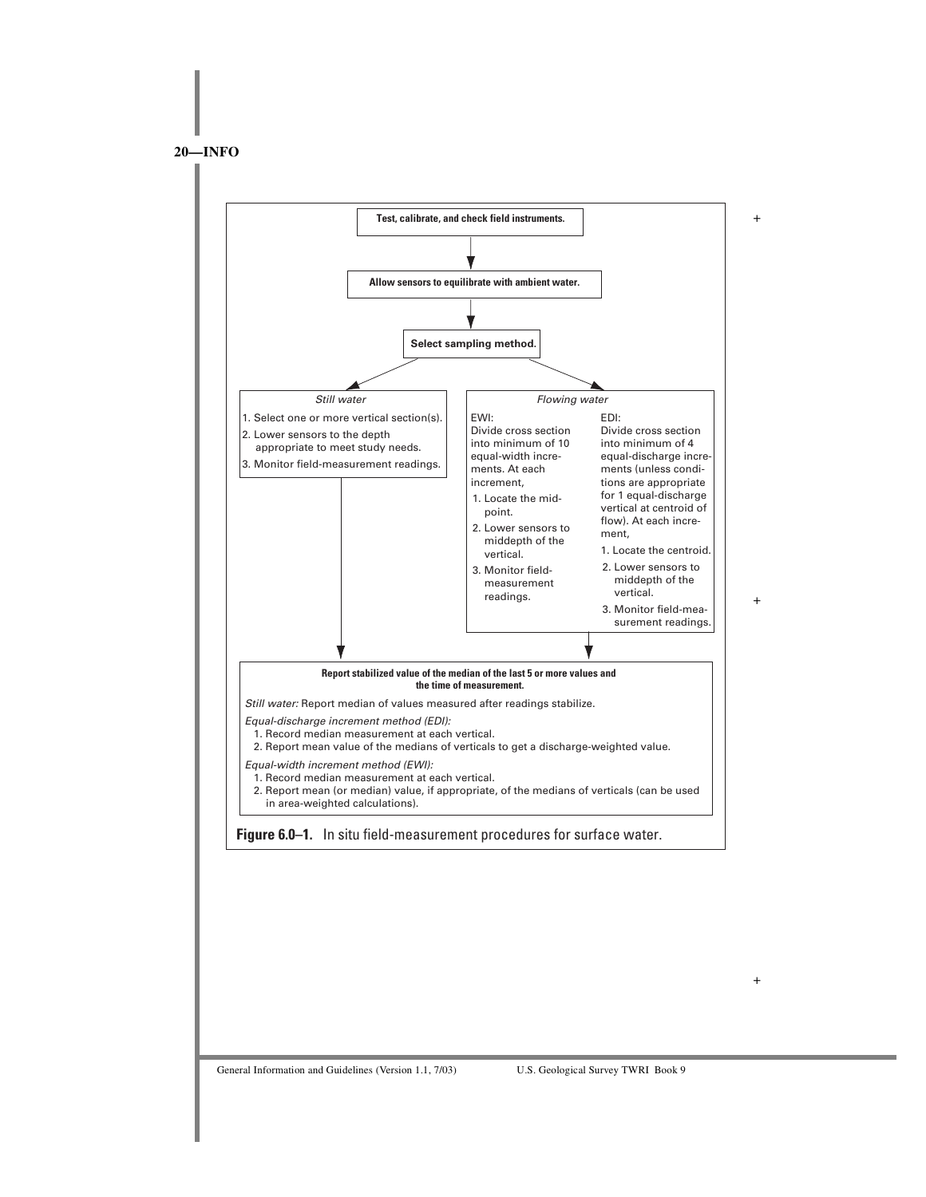**Test, calibrate, and check field instruments.**

↓

**Allow sensors to equilibrate with ambient water.**

↓

**Select sampling method.**

*Still water*

1. Select one or more vertical section(s).
2. Lower sensors to the depth appropriate to meet study needs.
3. Monitor field-measurement readings.

*Flowing water*

EWI:
Divide cross section into minimum of 10 equal-width increments. At each increment,

1. Locate the midpoint.
2. Lower sensors to middepth of the vertical.
3. Monitor field-measurement readings.

EDI:
Divide cross section into minimum of 4 equal-discharge increments (unless conditions are appropriate for 1 equal-discharge vertical at centroid of flow). At each increment,

1. Locate the centroid.
2. Lower sensors to middepth of the vertical.
3. Monitor field-measurement readings.

↓

**Report stabilized value of the median of the last 5 or more values and the time of measurement.**

*Still water:* Report median of values measured after readings stabilize.

*Equal-discharge increment method (EDI):*

1. Record median measurement at each vertical.
2. Report mean value of the medians of verticals to get a discharge-weighted value.

*Equal-width increment method (EWI):*

1. Record median measurement at each vertical.
2. Report mean (or median) value, if appropriate, of the medians of verticals (can be used in area-weighted calculations).

**Figure 6.0–1.** In situ field-measurement procedures for surface water.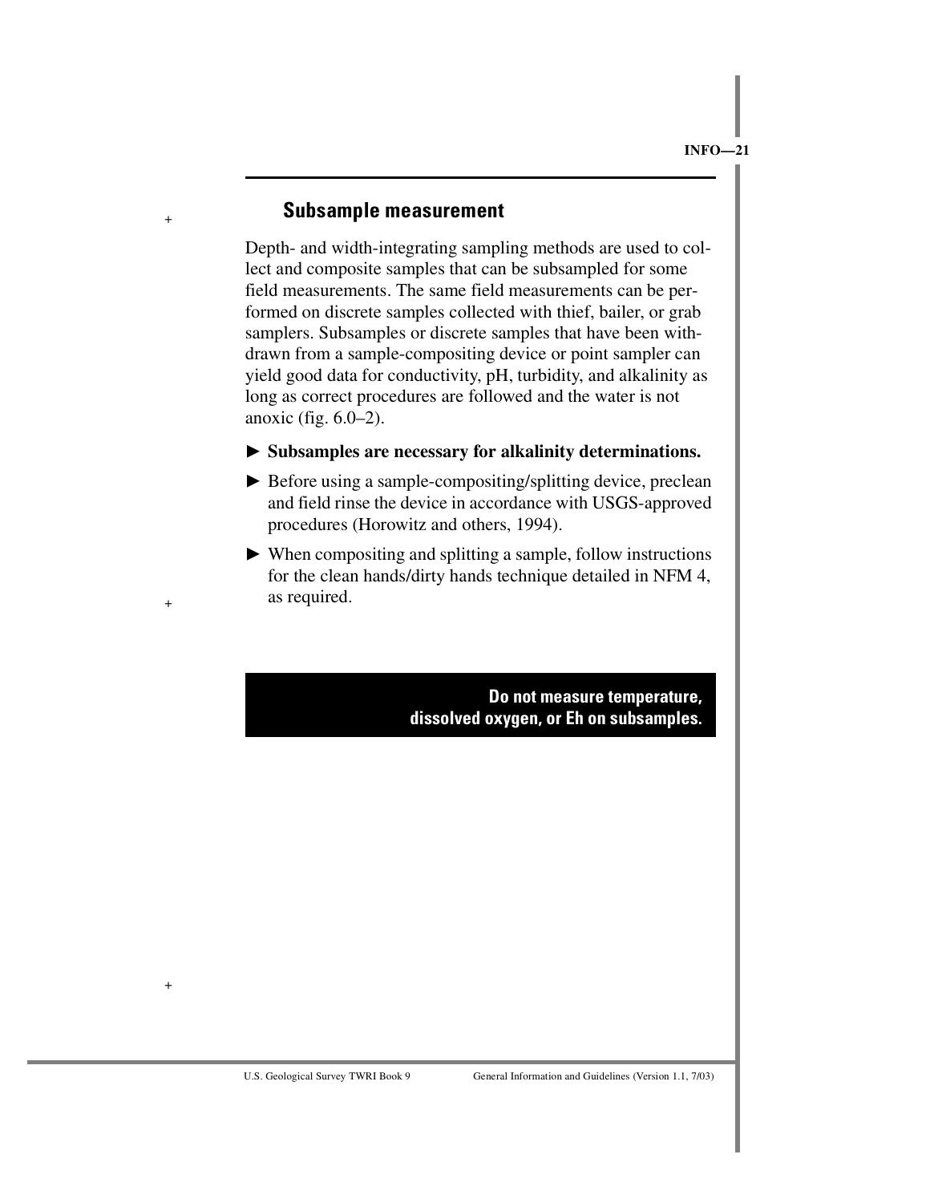## Subsample measurement

Depth- and width-integrating sampling methods are used to collect and composite samples that can be subsampled for some field measurements. The same field measurements can be performed on discrete samples collected with thief, bailer, or grab samplers. Subsamples or discrete samples that have been withdrawn from a sample-compositing device or point sampler can yield good data for conductivity, pH, turbidity, and alkalinity as long as correct procedures are followed and the water is not anoxic (fig. 6.0–2).

- ► **Subsamples are necessary for alkalinity determinations.**
- ► Before using a sample-compositing/splitting device, preclean and field rinse the device in accordance with USGS-approved procedures (Horowitz and others, 1994).
- ► When compositing and splitting a sample, follow instructions for the clean hands/dirty hands technique detailed in NFM 4, as required.

**Do not measure temperature, dissolved oxygen, or Eh on subsamples.**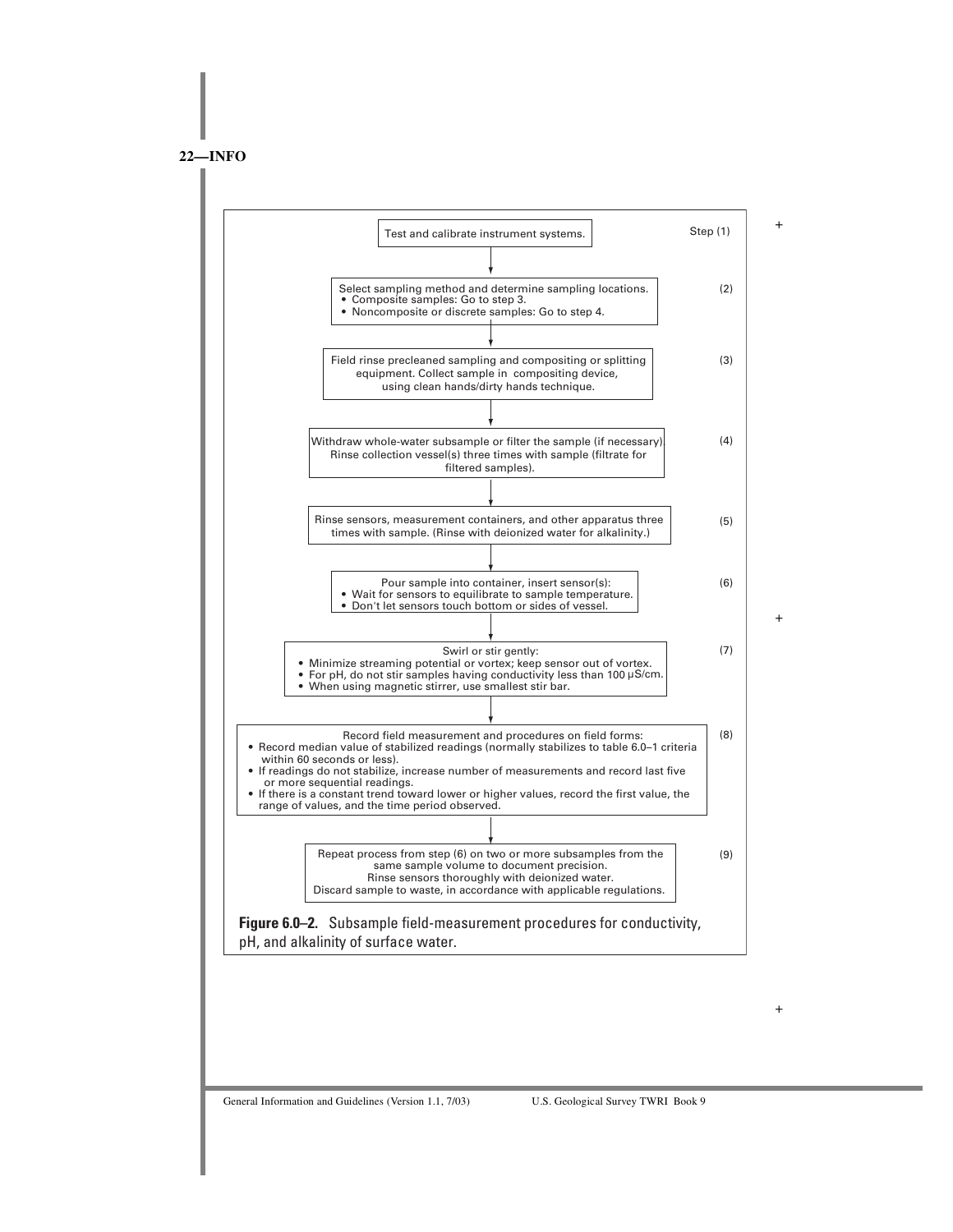Step (1) Test and calibrate instrument systems.

↓

(2) Select sampling method and determine sampling locations.
- Composite samples: Go to step 3.
- Noncomposite or discrete samples: Go to step 4.

↓

(3) Field rinse precleaned sampling and compositing or splitting equipment. Collect sample in compositing device, using clean hands/dirty hands technique.

↓

(4) Withdraw whole-water subsample or filter the sample (if necessary). Rinse collection vessel(s) three times with sample (filtrate for filtered samples).

↓

(5) Rinse sensors, measurement containers, and other apparatus three times with sample. (Rinse with deionized water for alkalinity.)

↓

(6) Pour sample into container, insert sensor(s):
- Wait for sensors to equilibrate to sample temperature.
- Don't let sensors touch bottom or sides of vessel.

↓

(7) Swirl or stir gently:
- Minimize streaming potential or vortex; keep sensor out of vortex.
- For pH, do not stir samples having conductivity less than 100 μS/cm.
- When using magnetic stirrer, use smallest stir bar.

↓

(8) Record field measurement and procedures on field forms:
- Record median value of stabilized readings (normally stabilizes to table 6.0–1 criteria within 60 seconds or less).
- If readings do not stabilize, increase number of measurements and record last five or more sequential readings.
- If there is a constant trend toward lower or higher values, record the first value, the range of values, and the time period observed.

↓

(9) Repeat process from step (6) on two or more subsamples from the same sample volume to document precision. Rinse sensors thoroughly with deionized water. Discard sample to waste, in accordance with applicable regulations.

**Figure 6.0–2.** Subsample field-measurement procedures for conductivity, pH, and alkalinity of surface water.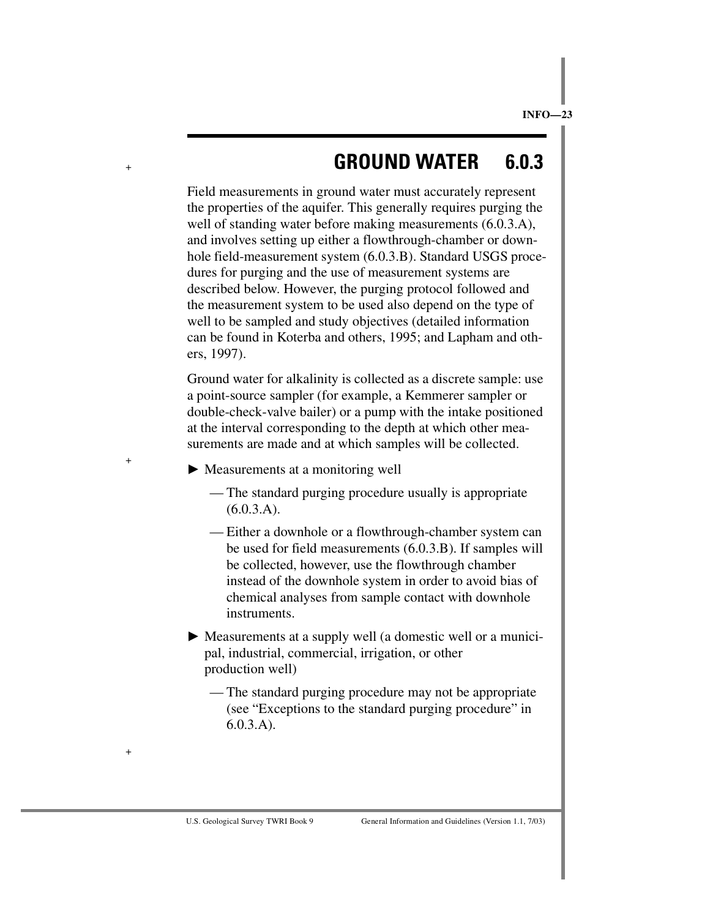# GROUND WATER 6.0.3

Field measurements in ground water must accurately represent the properties of the aquifer. This generally requires purging the well of standing water before making measurements (6.0.3.A), and involves setting up either a flowthrough-chamber or downhole field-measurement system (6.0.3.B). Standard USGS procedures for purging and the use of measurement systems are described below. However, the purging protocol followed and the measurement system to be used also depend on the type of well to be sampled and study objectives (detailed information can be found in Koterba and others, 1995; and Lapham and others, 1997).

Ground water for alkalinity is collected as a discrete sample: use a point-source sampler (for example, a Kemmerer sampler or double-check-valve bailer) or a pump with the intake positioned at the interval corresponding to the depth at which other measurements are made and at which samples will be collected.

- ► Measurements at a monitoring well
  - — The standard purging procedure usually is appropriate (6.0.3.A).
  - — Either a downhole or a flowthrough-chamber system can be used for field measurements (6.0.3.B). If samples will be collected, however, use the flowthrough chamber instead of the downhole system in order to avoid bias of chemical analyses from sample contact with downhole instruments.
- ► Measurements at a supply well (a domestic well or a municipal, industrial, commercial, irrigation, or other production well)
  - — The standard purging procedure may not be appropriate (see "Exceptions to the standard purging procedure" in 6.0.3.A).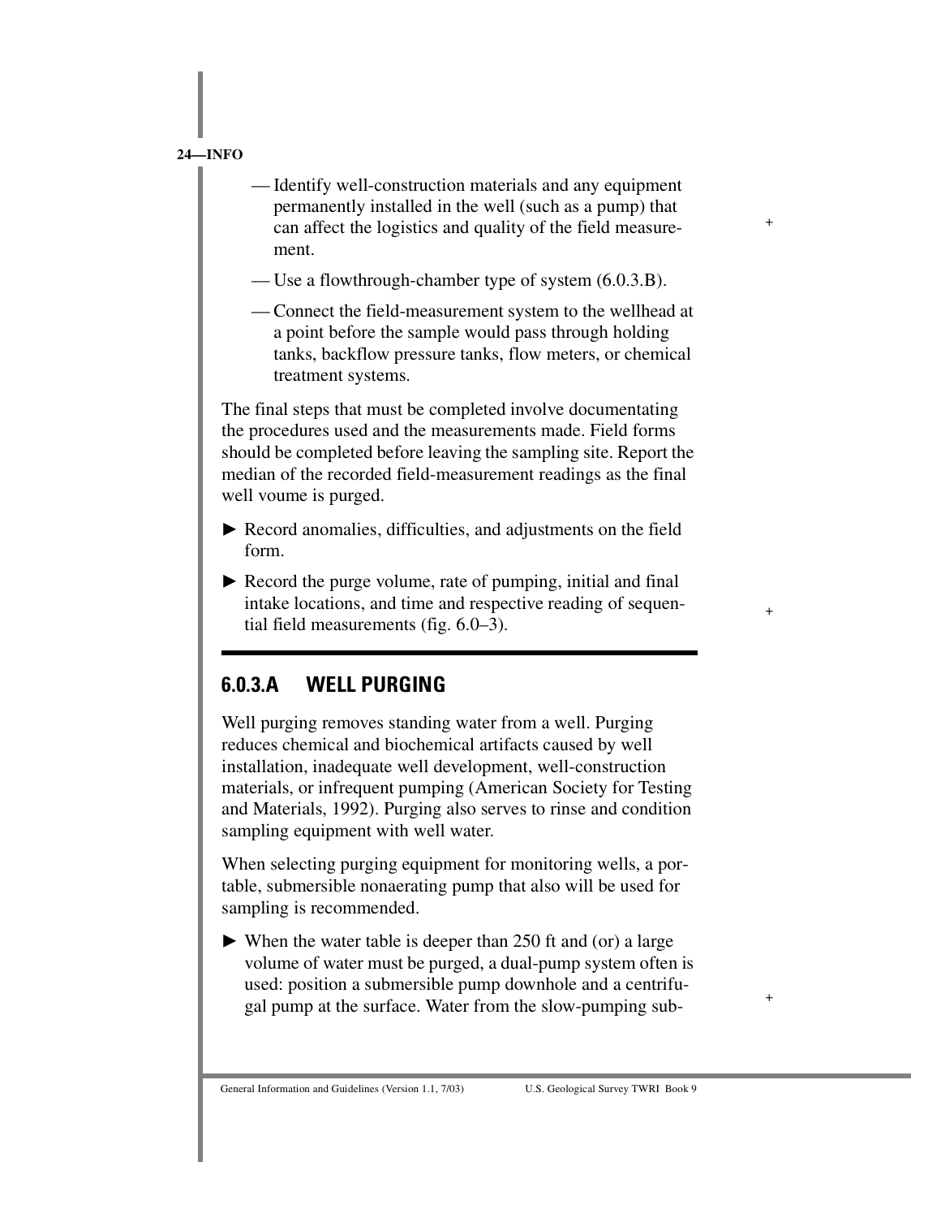— Identify well-construction materials and any equipment permanently installed in the well (such as a pump) that can affect the logistics and quality of the field measurement.

— Use a flowthrough-chamber type of system (6.0.3.B).

— Connect the field-measurement system to the wellhead at a point before the sample would pass through holding tanks, backflow pressure tanks, flow meters, or chemical treatment systems.

The final steps that must be completed involve documentating the procedures used and the measurements made. Field forms should be completed before leaving the sampling site. Report the median of the recorded field-measurement readings as the final well voume is purged.

► Record anomalies, difficulties, and adjustments on the field form.

► Record the purge volume, rate of pumping, initial and final intake locations, and time and respective reading of sequential field measurements (fig. 6.0–3).

## 6.0.3.A WELL PURGING

Well purging removes standing water from a well. Purging reduces chemical and biochemical artifacts caused by well installation, inadequate well development, well-construction materials, or infrequent pumping (American Society for Testing and Materials, 1992). Purging also serves to rinse and condition sampling equipment with well water.

When selecting purging equipment for monitoring wells, a portable, submersible nonaerating pump that also will be used for sampling is recommended.

► When the water table is deeper than 250 ft and (or) a large volume of water must be purged, a dual-pump system often is used: position a submersible pump downhole and a centrifugal pump at the surface. Water from the slow-pumping sub-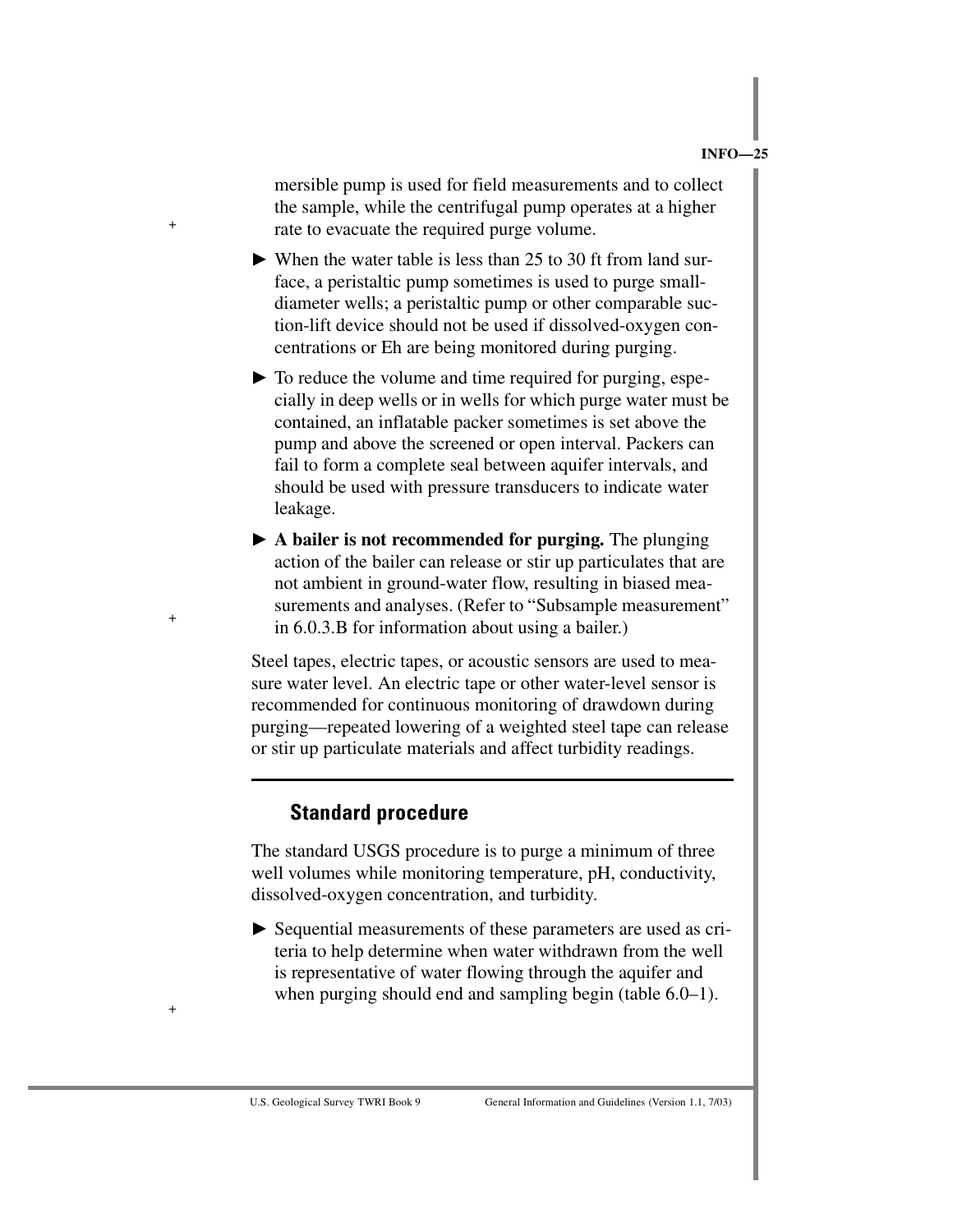mersible pump is used for field measurements and to collect the sample, while the centrifugal pump operates at a higher rate to evacuate the required purge volume.

- When the water table is less than 25 to 30 ft from land surface, a peristaltic pump sometimes is used to purge small-diameter wells; a peristaltic pump or other comparable suction-lift device should not be used if dissolved-oxygen concentrations or Eh are being monitored during purging.
- To reduce the volume and time required for purging, especially in deep wells or in wells for which purge water must be contained, an inflatable packer sometimes is set above the pump and above the screened or open interval. Packers can fail to form a complete seal between aquifer intervals, and should be used with pressure transducers to indicate water leakage.
- **A bailer is not recommended for purging.** The plunging action of the bailer can release or stir up particulates that are not ambient in ground-water flow, resulting in biased measurements and analyses. (Refer to "Subsample measurement" in 6.0.3.B for information about using a bailer.)

Steel tapes, electric tapes, or acoustic sensors are used to measure water level. An electric tape or other water-level sensor is recommended for continuous monitoring of drawdown during purging—repeated lowering of a weighted steel tape can release or stir up particulate materials and affect turbidity readings.

## Standard procedure

The standard USGS procedure is to purge a minimum of three well volumes while monitoring temperature, pH, conductivity, dissolved-oxygen concentration, and turbidity.

- Sequential measurements of these parameters are used as criteria to help determine when water withdrawn from the well is representative of water flowing through the aquifer and when purging should end and sampling begin (table 6.0–1).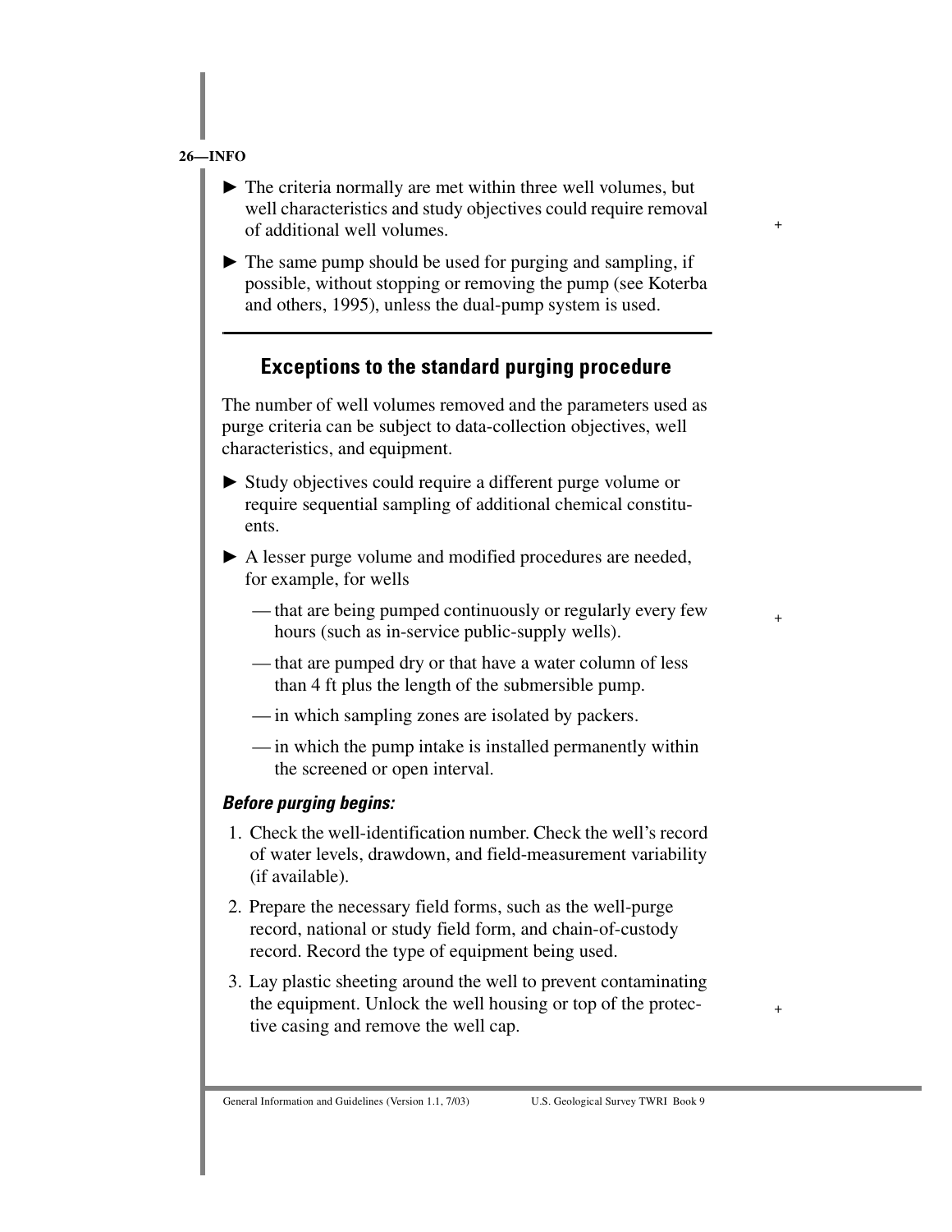- The criteria normally are met within three well volumes, but well characteristics and study objectives could require removal of additional well volumes.

- The same pump should be used for purging and sampling, if possible, without stopping or removing the pump (see Koterba and others, 1995), unless the dual-pump system is used.

---

## Exceptions to the standard purging procedure

The number of well volumes removed and the parameters used as purge criteria can be subject to data-collection objectives, well characteristics, and equipment.

- Study objectives could require a different purge volume or require sequential sampling of additional chemical constituents.

- A lesser purge volume and modified procedures are needed, for example, for wells
  - that are being pumped continuously or regularly every few hours (such as in-service public-supply wells).
  - that are pumped dry or that have a water column of less than 4 ft plus the length of the submersible pump.
  - in which sampling zones are isolated by packers.
  - in which the pump intake is installed permanently within the screened or open interval.

***Before purging begins:***

1. Check the well-identification number. Check the well's record of water levels, drawdown, and field-measurement variability (if available).
2. Prepare the necessary field forms, such as the well-purge record, national or study field form, and chain-of-custody record. Record the type of equipment being used.
3. Lay plastic sheeting around the well to prevent contaminating the equipment. Unlock the well housing or top of the protective casing and remove the well cap.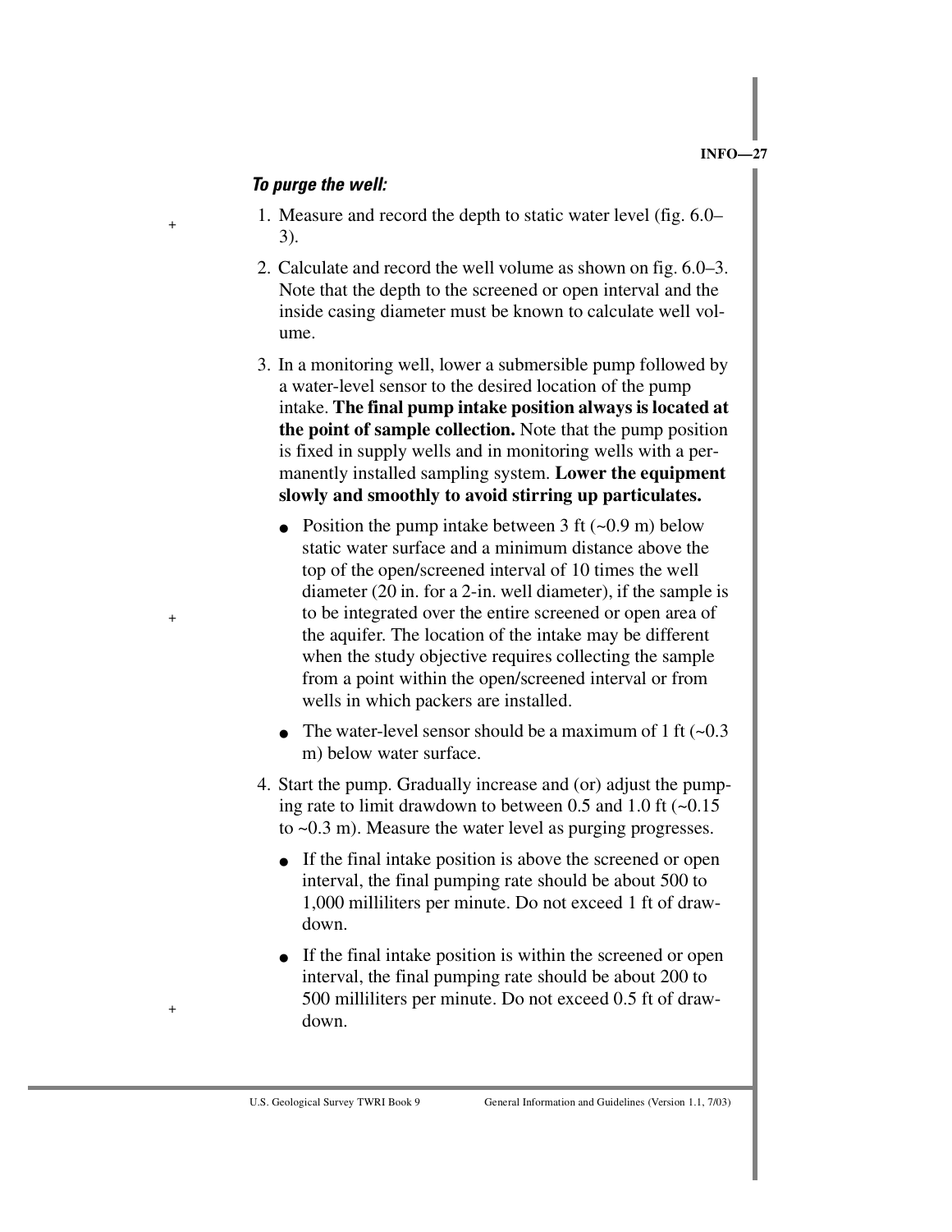***To purge the well:***

1. Measure and record the depth to static water level (fig. 6.0–3).

2. Calculate and record the well volume as shown on fig. 6.0–3. Note that the depth to the screened or open interval and the inside casing diameter must be known to calculate well volume.

3. In a monitoring well, lower a submersible pump followed by a water-level sensor to the desired location of the pump intake. **The final pump intake position always is located at the point of sample collection.** Note that the pump position is fixed in supply wells and in monitoring wells with a permanently installed sampling system. **Lower the equipment slowly and smoothly to avoid stirring up particulates.**

   - Position the pump intake between 3 ft (~0.9 m) below static water surface and a minimum distance above the top of the open/screened interval of 10 times the well diameter (20 in. for a 2-in. well diameter), if the sample is to be integrated over the entire screened or open area of the aquifer. The location of the intake may be different when the study objective requires collecting the sample from a point within the open/screened interval or from wells in which packers are installed.
   - The water-level sensor should be a maximum of 1 ft (~0.3 m) below water surface.

4. Start the pump. Gradually increase and (or) adjust the pumping rate to limit drawdown to between 0.5 and 1.0 ft (~0.15 to ~0.3 m). Measure the water level as purging progresses.

   - If the final intake position is above the screened or open interval, the final pumping rate should be about 500 to 1,000 milliliters per minute. Do not exceed 1 ft of drawdown.
   - If the final intake position is within the screened or open interval, the final pumping rate should be about 200 to 500 milliliters per minute. Do not exceed 0.5 ft of drawdown.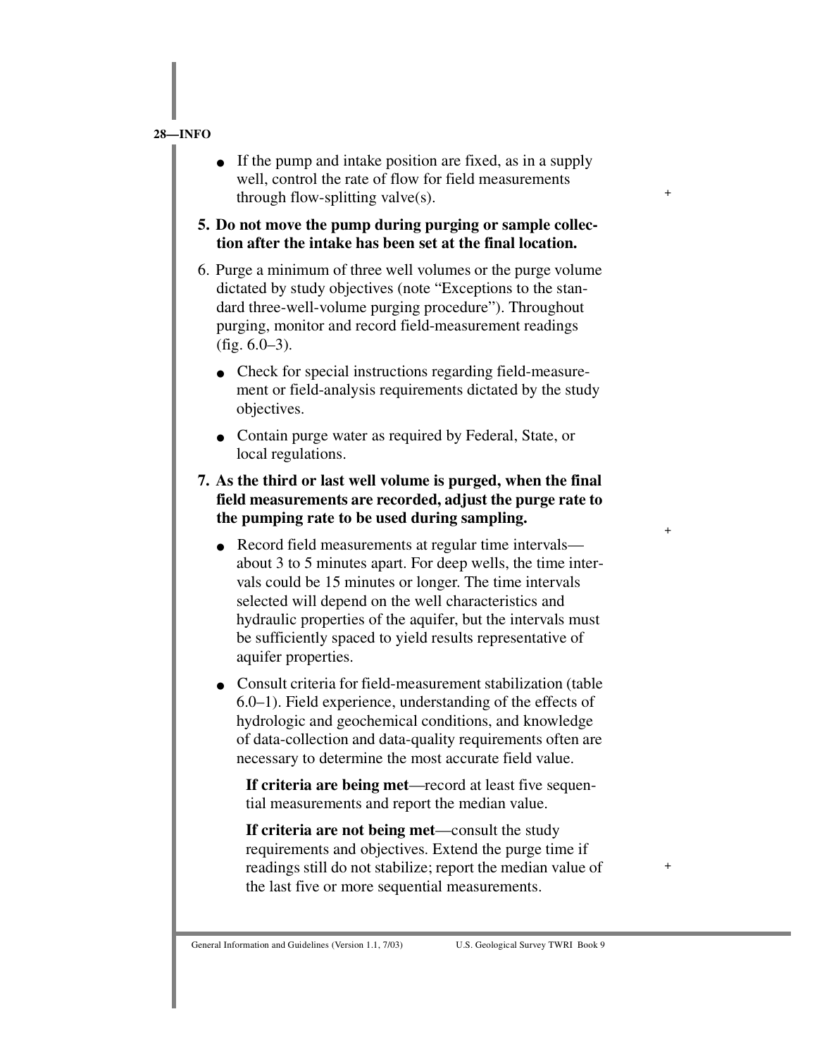- If the pump and intake position are fixed, as in a supply well, control the rate of flow for field measurements through flow-splitting valve(s).

**5. Do not move the pump during purging or sample collection after the intake has been set at the final location.**

6. Purge a minimum of three well volumes or the purge volume dictated by study objectives (note "Exceptions to the standard three-well-volume purging procedure"). Throughout purging, monitor and record field-measurement readings (fig. 6.0–3).
   - Check for special instructions regarding field-measurement or field-analysis requirements dictated by the study objectives.
   - Contain purge water as required by Federal, State, or local regulations.

**7. As the third or last well volume is purged, when the final field measurements are recorded, adjust the purge rate to the pumping rate to be used during sampling.**

   - Record field measurements at regular time intervals—about 3 to 5 minutes apart. For deep wells, the time intervals could be 15 minutes or longer. The time intervals selected will depend on the well characteristics and hydraulic properties of the aquifer, but the intervals must be sufficiently spaced to yield results representative of aquifer properties.
   - Consult criteria for field-measurement stabilization (table 6.0–1). Field experience, understanding of the effects of hydrologic and geochemical conditions, and knowledge of data-collection and data-quality requirements often are necessary to determine the most accurate field value.

     **If criteria are being met**—record at least five sequential measurements and report the median value.

     **If criteria are not being met**—consult the study requirements and objectives. Extend the purge time if readings still do not stabilize; report the median value of the last five or more sequential measurements.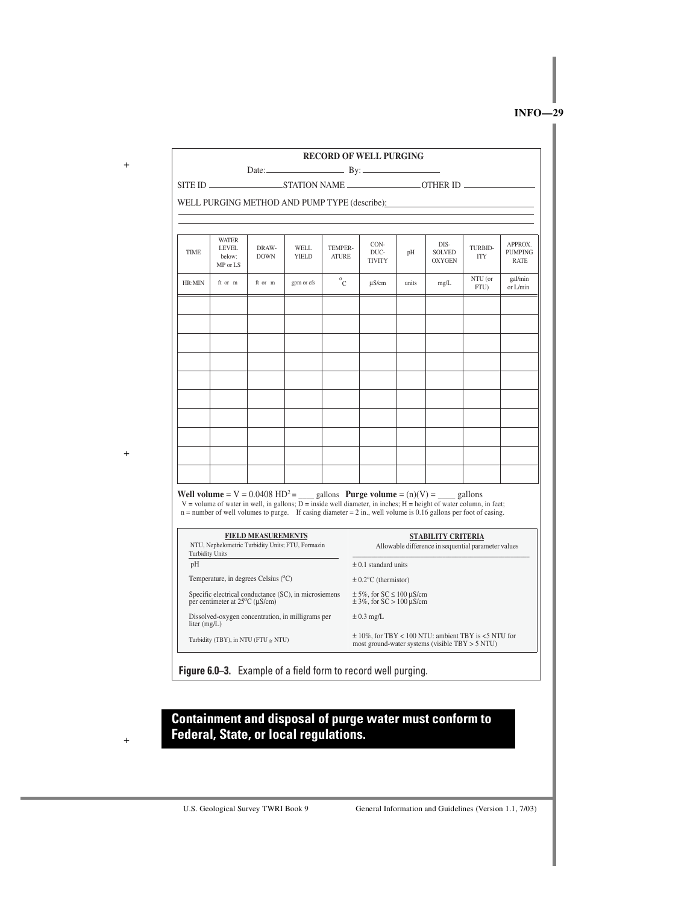**RECORD OF WELL PURGING**

Date: ________________ By: ________________

SITE ID ________________ STATION NAME ________________ OTHER ID ________________

WELL PURGING METHOD AND PUMP TYPE (describe): ________________________________

| TIME | WATER LEVEL below: MP or LS | DRAW-DOWN | WELL YIELD | TEMPER-ATURE | CON-DUC-TIVITY | pH | DIS-SOLVED OXYGEN | TURBID-ITY | APPROX. PUMPING RATE |
|---|---|---|---|---|---|---|---|---|---|
| HR:MIN | ft or m | ft or m | gpm or cfs | °C | µS/cm | units | mg/L | NTU (or FTU) | gal/min or L/min |
| | | | | | | | | | |
| | | | | | | | | | |
| | | | | | | | | | |
| | | | | | | | | | |
| | | | | | | | | | |
| | | | | | | | | | |
| | | | | | | | | | |
| | | | | | | | | | |
| | | | | | | | | | |
| | | | | | | | | | |

**Well volume** = $V = 0.0408\ HD^2$ = ____ gallons **Purge volume** = $(n)(V)$ = ____ gallons

V = volume of water in well, in gallons; D = inside well diameter, in inches; H = height of water column, in feet; n = number of well volumes to purge. If casing diameter = 2 in., well volume is 0.16 gallons per foot of casing.

| **FIELD MEASUREMENTS** NTU, Nephelometric Turbidity Units; FTU, Formazin Turbidity Units | **STABILITY CRITERIA** Allowable difference in sequential parameter values |
|---|---|
| pH | ± 0.1 standard units |
| Temperature, in degrees Celsius (°C) | ± 0.2°C (thermistor) |
| Specific electrical conductance (SC), in microsiemens per centimeter at 25°C (µS/cm) | ± 5%, for SC ≤ 100 µS/cm; ± 3%, for SC > 100 µS/cm |
| Dissolved-oxygen concentration, in milligrams per liter (mg/L) | ± 0.3 mg/L |
| Turbidity (TBY), in NTU (FTU ≅ NTU) | ± 10%, for TBY < 100 NTU: ambient TBY is <5 NTU for most ground-water systems (visible TBY > 5 NTU) |

**Figure 6.0–3.** Example of a field form to record well purging.

**Containment and disposal of purge water must conform to Federal, State, or local regulations.**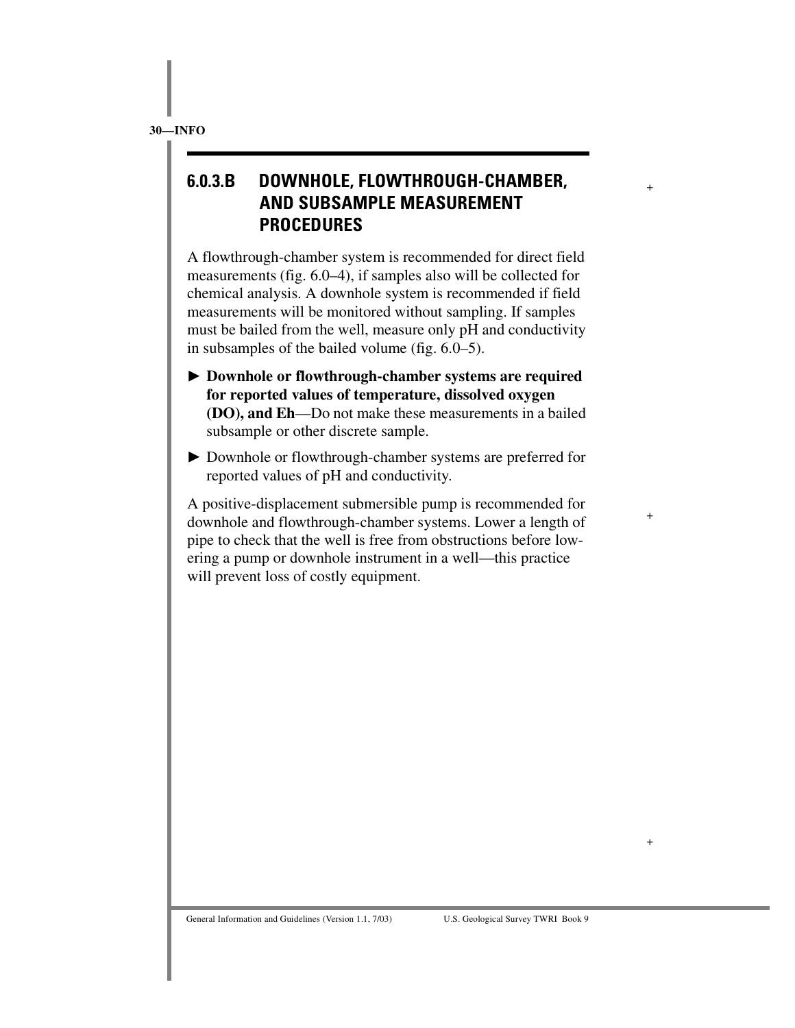## 6.0.3.B DOWNHOLE, FLOWTHROUGH-CHAMBER, AND SUBSAMPLE MEASUREMENT PROCEDURES

A flowthrough-chamber system is recommended for direct field measurements (fig. 6.0–4), if samples also will be collected for chemical analysis. A downhole system is recommended if field measurements will be monitored without sampling. If samples must be bailed from the well, measure only pH and conductivity in subsamples of the bailed volume (fig. 6.0–5).

► **Downhole or flowthrough-chamber systems are required for reported values of temperature, dissolved oxygen (DO), and Eh**—Do not make these measurements in a bailed subsample or other discrete sample.

► Downhole or flowthrough-chamber systems are preferred for reported values of pH and conductivity.

A positive-displacement submersible pump is recommended for downhole and flowthrough-chamber systems. Lower a length of pipe to check that the well is free from obstructions before lowering a pump or downhole instrument in a well—this practice will prevent loss of costly equipment.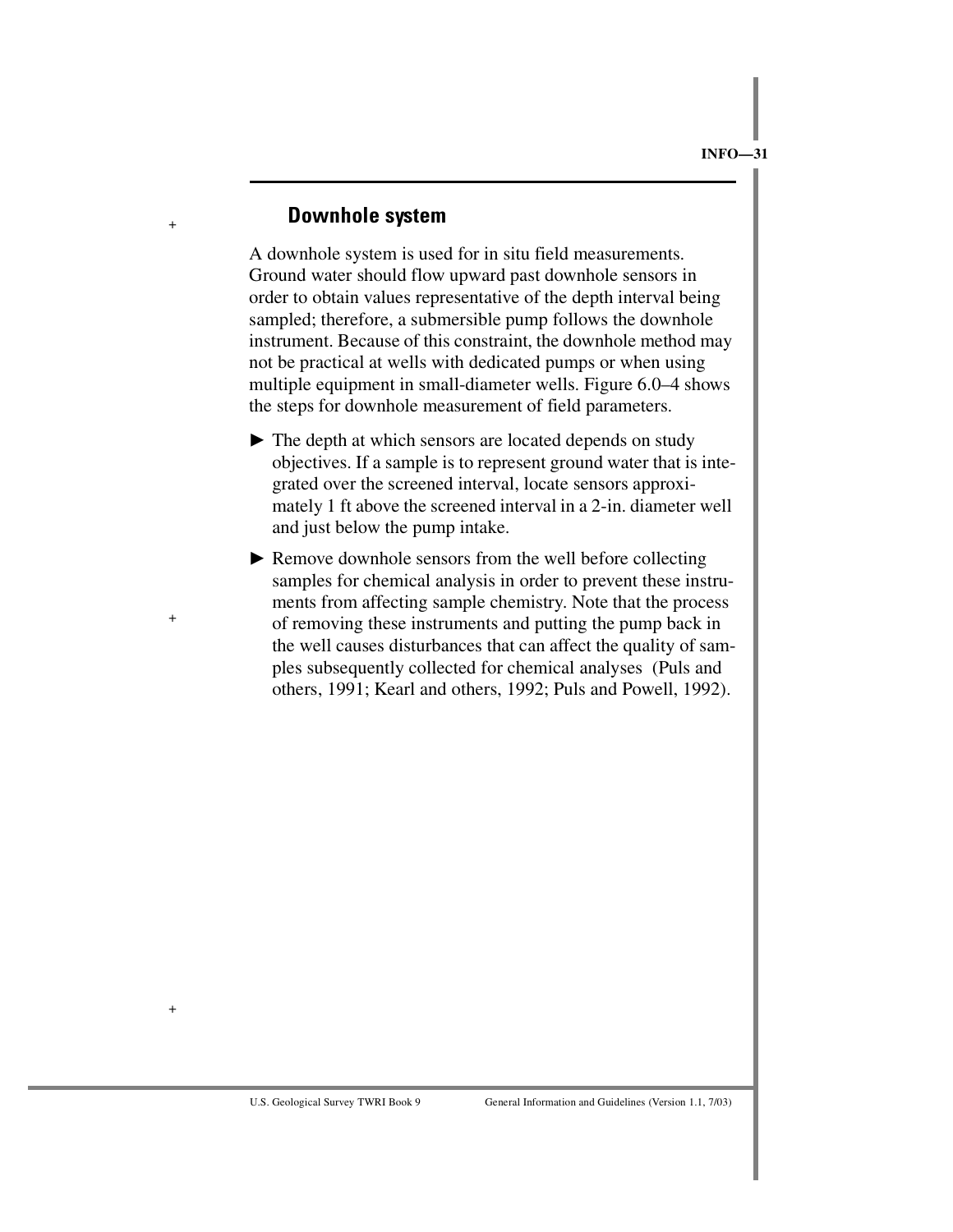## Downhole system

A downhole system is used for in situ field measurements. Ground water should flow upward past downhole sensors in order to obtain values representative of the depth interval being sampled; therefore, a submersible pump follows the downhole instrument. Because of this constraint, the downhole method may not be practical at wells with dedicated pumps or when using multiple equipment in small-diameter wells. Figure 6.0–4 shows the steps for downhole measurement of field parameters.

- ► The depth at which sensors are located depends on study objectives. If a sample is to represent ground water that is integrated over the screened interval, locate sensors approximately 1 ft above the screened interval in a 2-in. diameter well and just below the pump intake.
- ► Remove downhole sensors from the well before collecting samples for chemical analysis in order to prevent these instruments from affecting sample chemistry. Note that the process of removing these instruments and putting the pump back in the well causes disturbances that can affect the quality of samples subsequently collected for chemical analyses (Puls and others, 1991; Kearl and others, 1992; Puls and Powell, 1992).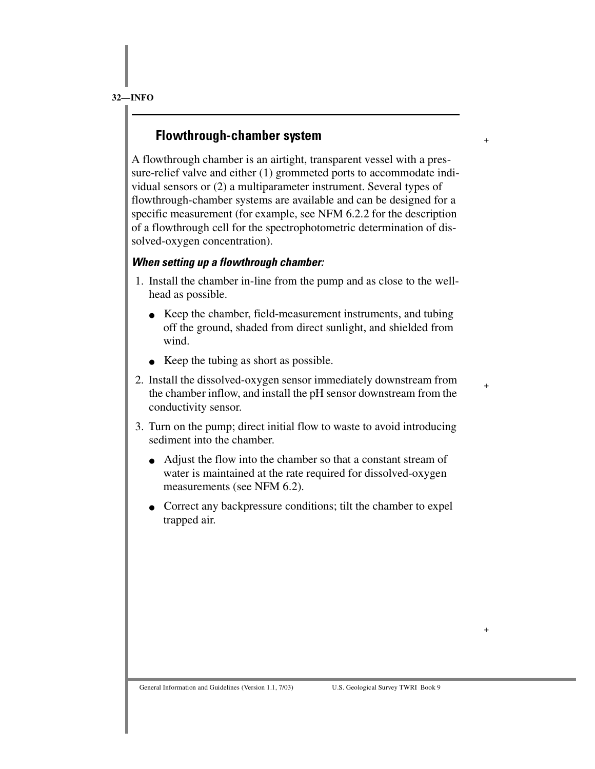## Flowthrough-chamber system

A flowthrough chamber is an airtight, transparent vessel with a pressure-relief valve and either (1) grommeted ports to accommodate individual sensors or (2) a multiparameter instrument. Several types of flowthrough-chamber systems are available and can be designed for a specific measurement (for example, see NFM 6.2.2 for the description of a flowthrough cell for the spectrophotometric determination of dissolved-oxygen concentration).

### *When setting up a flowthrough chamber:*

1. Install the chamber in-line from the pump and as close to the wellhead as possible.
   - Keep the chamber, field-measurement instruments, and tubing off the ground, shaded from direct sunlight, and shielded from wind.
   - Keep the tubing as short as possible.
2. Install the dissolved-oxygen sensor immediately downstream from the chamber inflow, and install the pH sensor downstream from the conductivity sensor.
3. Turn on the pump; direct initial flow to waste to avoid introducing sediment into the chamber.
   - Adjust the flow into the chamber so that a constant stream of water is maintained at the rate required for dissolved-oxygen measurements (see NFM 6.2).
   - Correct any backpressure conditions; tilt the chamber to expel trapped air.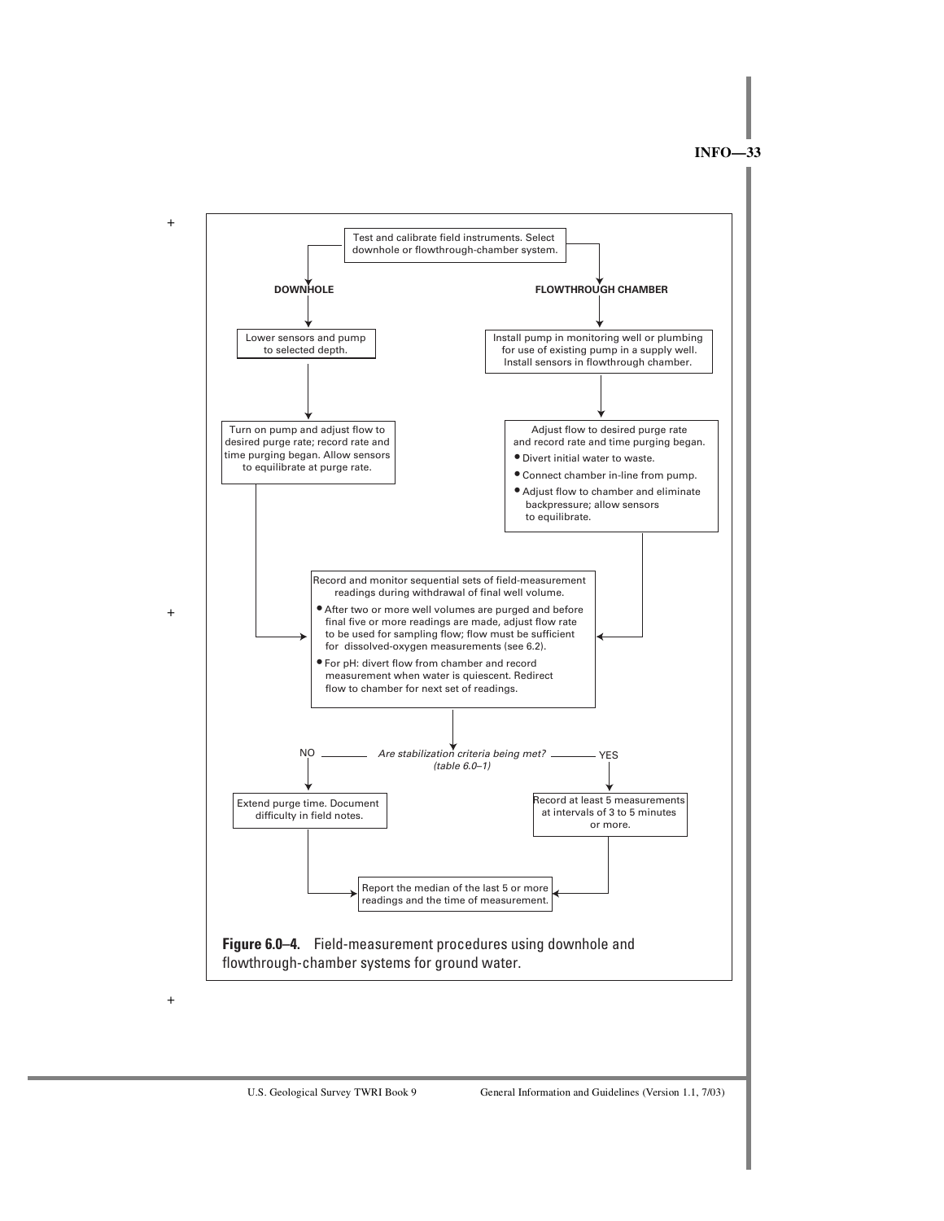Test and calibrate field instruments. Select downhole or flowthrough-chamber system.

**DOWNHOLE**

Lower sensors and pump to selected depth.

Turn on pump and adjust flow to desired purge rate; record rate and time purging began. Allow sensors to equilibrate at purge rate.

**FLOWTHROUGH CHAMBER**

Install pump in monitoring well or plumbing for use of existing pump in a supply well. Install sensors in flowthrough chamber.

Adjust flow to desired purge rate and record rate and time purging began.

- Divert initial water to waste.
- Connect chamber in-line from pump.
- Adjust flow to chamber and eliminate backpressure; allow sensors to equilibrate.

Record and monitor sequential sets of field-measurement readings during withdrawal of final well volume.

- After two or more well volumes are purged and before final five or more readings are made, adjust flow rate to be used for sampling flow; flow must be sufficient for dissolved-oxygen measurements (see 6.2).
- For pH: divert flow from chamber and record measurement when water is quiescent. Redirect flow to chamber for next set of readings.

*Are stabilization criteria being met? (table 6.0–1)*

NO → Extend purge time. Document difficulty in field notes.

YES → Record at least 5 measurements at intervals of 3 to 5 minutes or more.

Report the median of the last 5 or more readings and the time of measurement.

**Figure 6.0–4.** Field-measurement procedures using downhole and flowthrough-chamber systems for ground water.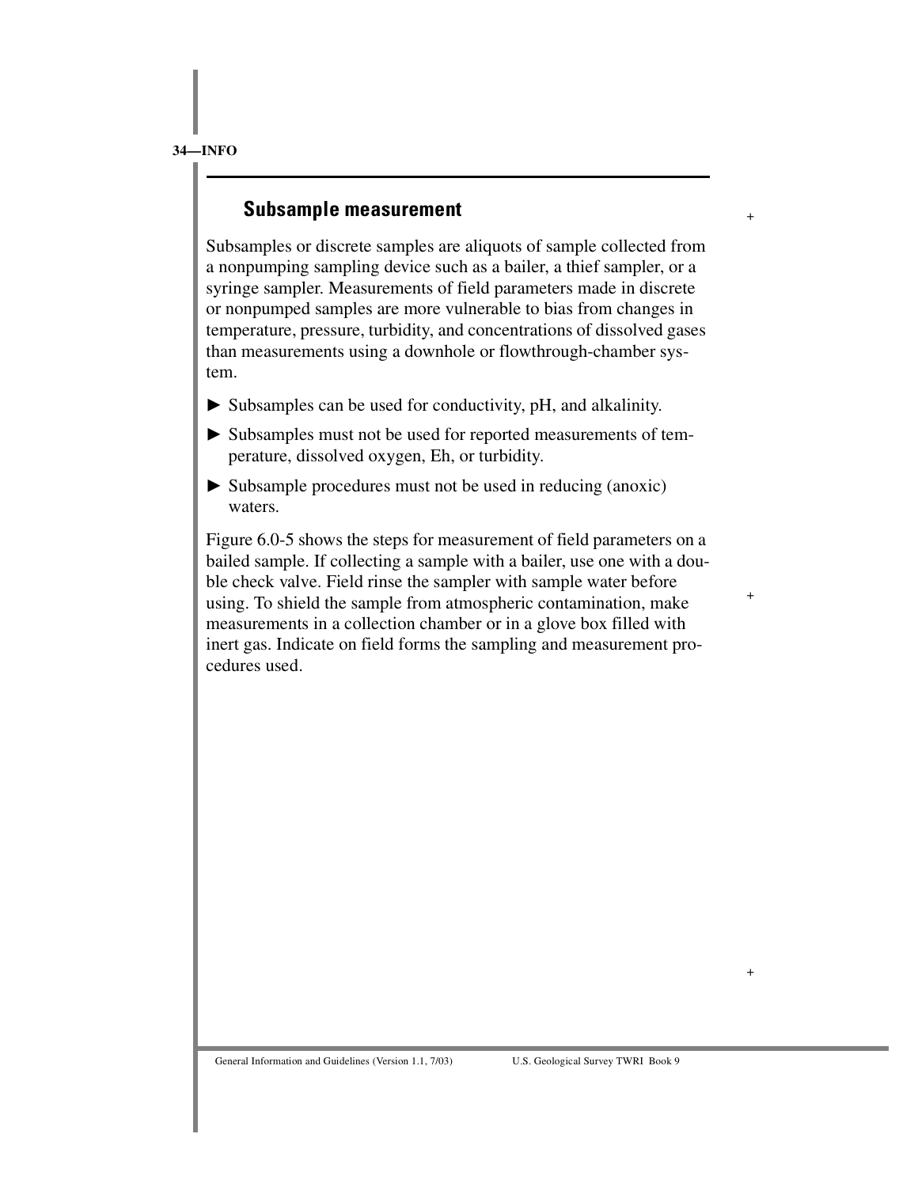## Subsample measurement

Subsamples or discrete samples are aliquots of sample collected from a nonpumping sampling device such as a bailer, a thief sampler, or a syringe sampler. Measurements of field parameters made in discrete or nonpumped samples are more vulnerable to bias from changes in temperature, pressure, turbidity, and concentrations of dissolved gases than measurements using a downhole or flowthrough-chamber system.

- ► Subsamples can be used for conductivity, pH, and alkalinity.
- ► Subsamples must not be used for reported measurements of temperature, dissolved oxygen, Eh, or turbidity.
- ► Subsample procedures must not be used in reducing (anoxic) waters.

Figure 6.0-5 shows the steps for measurement of field parameters on a bailed sample. If collecting a sample with a bailer, use one with a double check valve. Field rinse the sampler with sample water before using. To shield the sample from atmospheric contamination, make measurements in a collection chamber or in a glove box filled with inert gas. Indicate on field forms the sampling and measurement procedures used.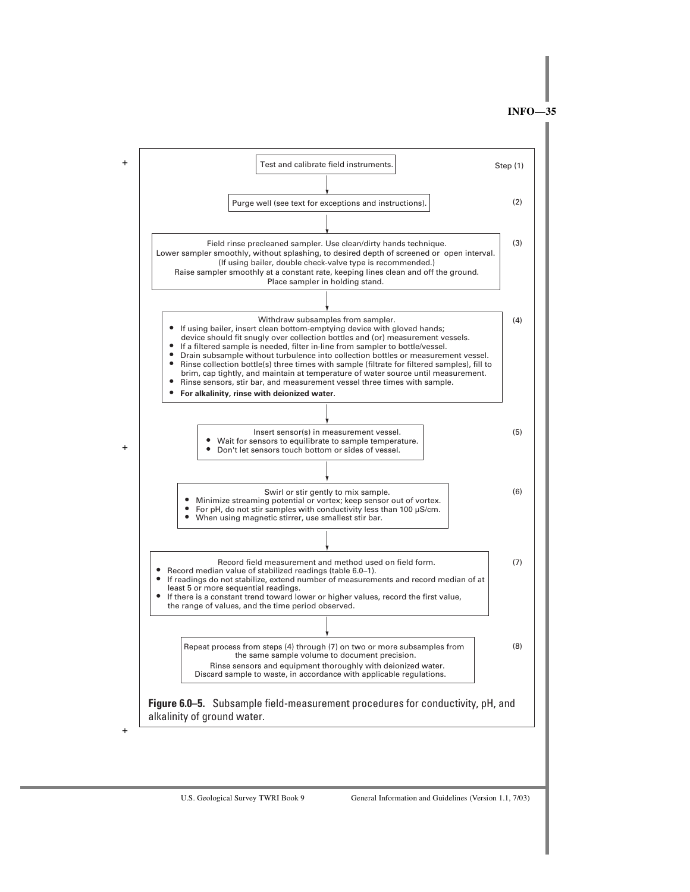Test and calibrate field instruments. Step (1)

Purge well (see text for exceptions and instructions). (2)

Field rinse precleaned sampler. Use clean/dirty hands technique.
Lower sampler smoothly, without splashing, to desired depth of screened or open interval.
(If using bailer, double check-valve type is recommended.)
Raise sampler smoothly at a constant rate, keeping lines clean and off the ground.
Place sampler in holding stand. (3)

Withdraw subsamples from sampler. (4)

- If using bailer, insert clean bottom-emptying device with gloved hands; device should fit snugly over collection bottles and (or) measurement vessels.
- If a filtered sample is needed, filter in-line from sampler to bottle/vessel.
- Drain subsample without turbulence into collection bottles or measurement vessel.
- Rinse collection bottle(s) three times with sample (filtrate for filtered samples), fill to brim, cap tightly, and maintain at temperature of water source until measurement.
- Rinse sensors, stir bar, and measurement vessel three times with sample.
- **For alkalinity, rinse with deionized water.**

Insert sensor(s) in measurement vessel. (5)

- Wait for sensors to equilibrate to sample temperature.
- Don't let sensors touch bottom or sides of vessel.

Swirl or stir gently to mix sample. (6)

- Minimize streaming potential or vortex; keep sensor out of vortex.
- For pH, do not stir samples with conductivity less than 100 µS/cm.
- When using magnetic stirrer, use smallest stir bar.

Record field measurement and method used on field form. (7)

- Record median value of stabilized readings (table 6.0–1).
- If readings do not stabilize, extend number of measurements and record median of at least 5 or more sequential readings.
- If there is a constant trend toward lower or higher values, record the first value, the range of values, and the time period observed.

Repeat process from steps (4) through (7) on two or more subsamples from the same sample volume to document precision.
Rinse sensors and equipment thoroughly with deionized water.
Discard sample to waste, in accordance with applicable regulations. (8)

**Figure 6.0–5.** Subsample field-measurement procedures for conductivity, pH, and alkalinity of ground water.